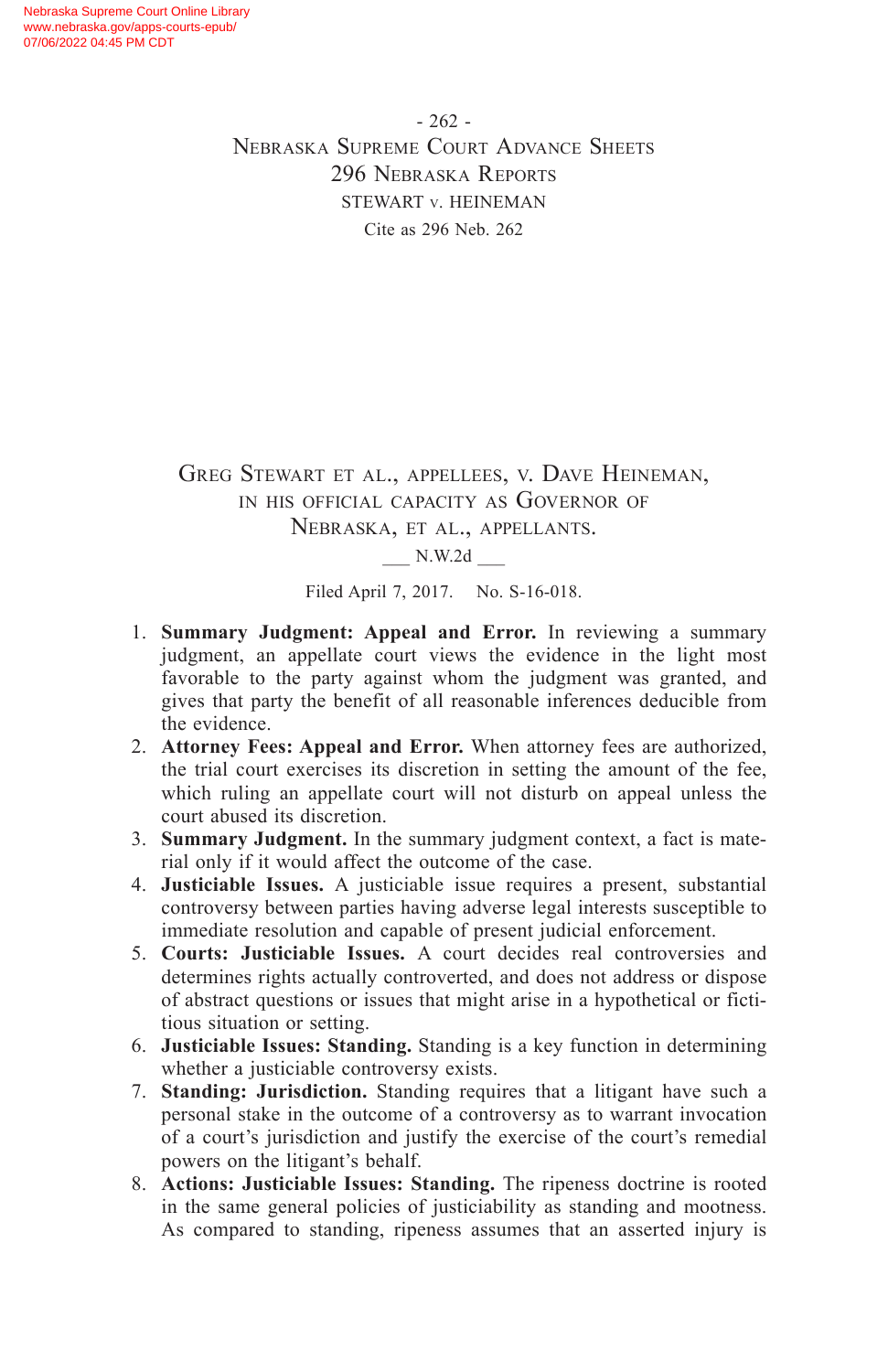Greg Stewart et al., appellees, v. Dave Heineman, in his official capacity as Governor of Nebraska, et al., appellants.

\_\_\_ N.W.2d \_\_\_

Filed April 7, 2017. No. S-16-018.

1. **Summary Judgment: Appeal and Error.** In reviewing a summary judgment, an appellate court views the evidence in the light most favorable to the party against whom the judgment was granted, and gives that party the benefit of all reasonable inferences deducible from the evidence.
2. **Attorney Fees: Appeal and Error.** When attorney fees are authorized, the trial court exercises its discretion in setting the amount of the fee, which ruling an appellate court will not disturb on appeal unless the court abused its discretion.
3. **Summary Judgment.** In the summary judgment context, a fact is material only if it would affect the outcome of the case.
4. **Justiciable Issues.** A justiciable issue requires a present, substantial controversy between parties having adverse legal interests susceptible to immediate resolution and capable of present judicial enforcement.
5. **Courts: Justiciable Issues.** A court decides real controversies and determines rights actually controverted, and does not address or dispose of abstract questions or issues that might arise in a hypothetical or fictitious situation or setting.
6. **Justiciable Issues: Standing.** Standing is a key function in determining whether a justiciable controversy exists.
7. **Standing: Jurisdiction.** Standing requires that a litigant have such a personal stake in the outcome of a controversy as to warrant invocation of a court's jurisdiction and justify the exercise of the court's remedial powers on the litigant's behalf.
8. **Actions: Justiciable Issues: Standing.** The ripeness doctrine is rooted in the same general policies of justiciability as standing and mootness. As compared to standing, ripeness assumes that an asserted injury is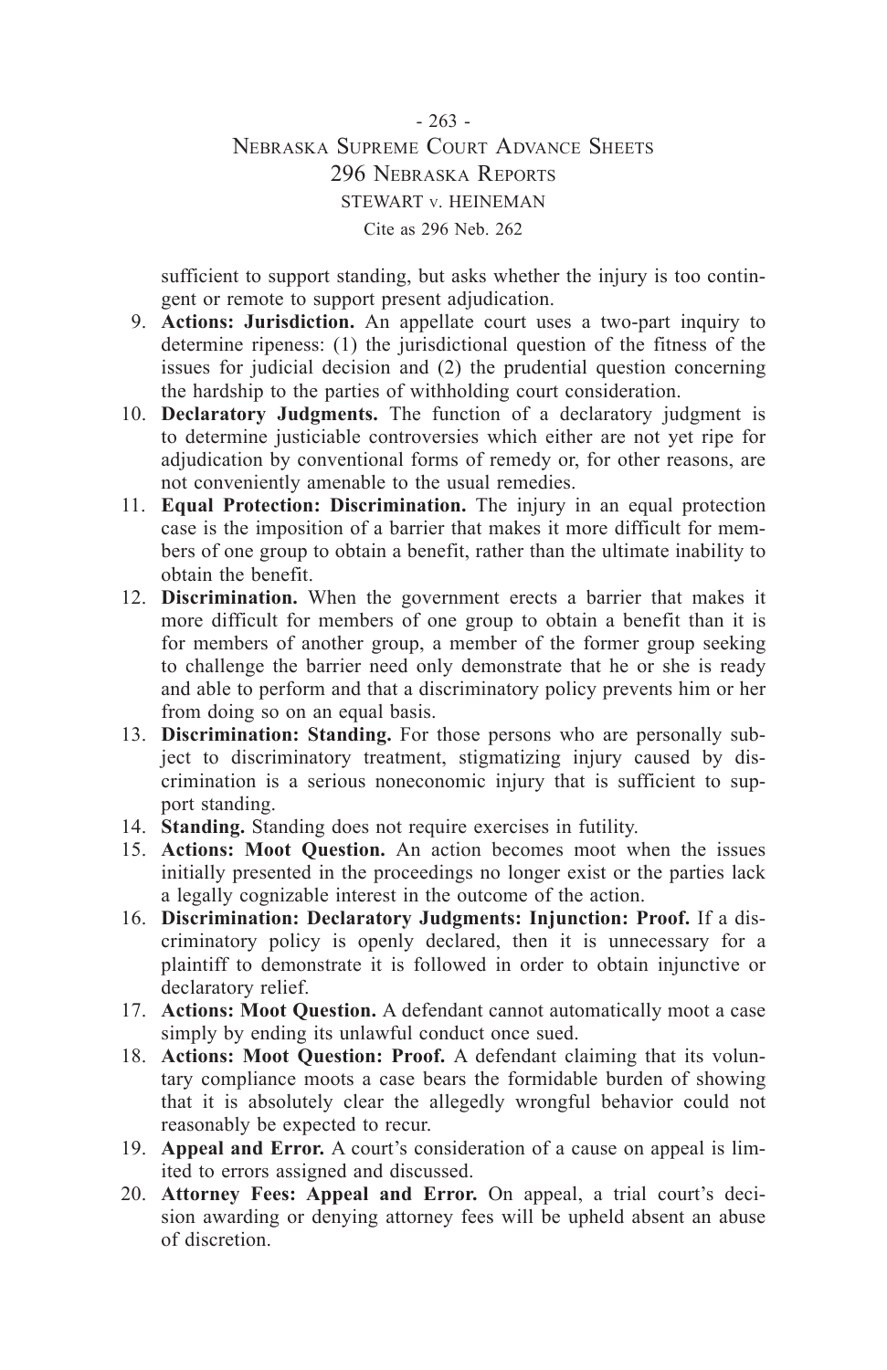sufficient to support standing, but asks whether the injury is too contingent or remote to support present adjudication.

9. **Actions: Jurisdiction.** An appellate court uses a two-part inquiry to determine ripeness: (1) the jurisdictional question of the fitness of the issues for judicial decision and (2) the prudential question concerning the hardship to the parties of withholding court consideration.
10. **Declaratory Judgments.** The function of a declaratory judgment is to determine justiciable controversies which either are not yet ripe for adjudication by conventional forms of remedy or, for other reasons, are not conveniently amenable to the usual remedies.
11. **Equal Protection: Discrimination.** The injury in an equal protection case is the imposition of a barrier that makes it more difficult for members of one group to obtain a benefit, rather than the ultimate inability to obtain the benefit.
12. **Discrimination.** When the government erects a barrier that makes it more difficult for members of one group to obtain a benefit than it is for members of another group, a member of the former group seeking to challenge the barrier need only demonstrate that he or she is ready and able to perform and that a discriminatory policy prevents him or her from doing so on an equal basis.
13. **Discrimination: Standing.** For those persons who are personally subject to discriminatory treatment, stigmatizing injury caused by discrimination is a serious noneconomic injury that is sufficient to support standing.
14. **Standing.** Standing does not require exercises in futility.
15. **Actions: Moot Question.** An action becomes moot when the issues initially presented in the proceedings no longer exist or the parties lack a legally cognizable interest in the outcome of the action.
16. **Discrimination: Declaratory Judgments: Injunction: Proof.** If a discriminatory policy is openly declared, then it is unnecessary for a plaintiff to demonstrate it is followed in order to obtain injunctive or declaratory relief.
17. **Actions: Moot Question.** A defendant cannot automatically moot a case simply by ending its unlawful conduct once sued.
18. **Actions: Moot Question: Proof.** A defendant claiming that its voluntary compliance moots a case bears the formidable burden of showing that it is absolutely clear the allegedly wrongful behavior could not reasonably be expected to recur.
19. **Appeal and Error.** A court's consideration of a cause on appeal is limited to errors assigned and discussed.
20. **Attorney Fees: Appeal and Error.** On appeal, a trial court's decision awarding or denying attorney fees will be upheld absent an abuse of discretion.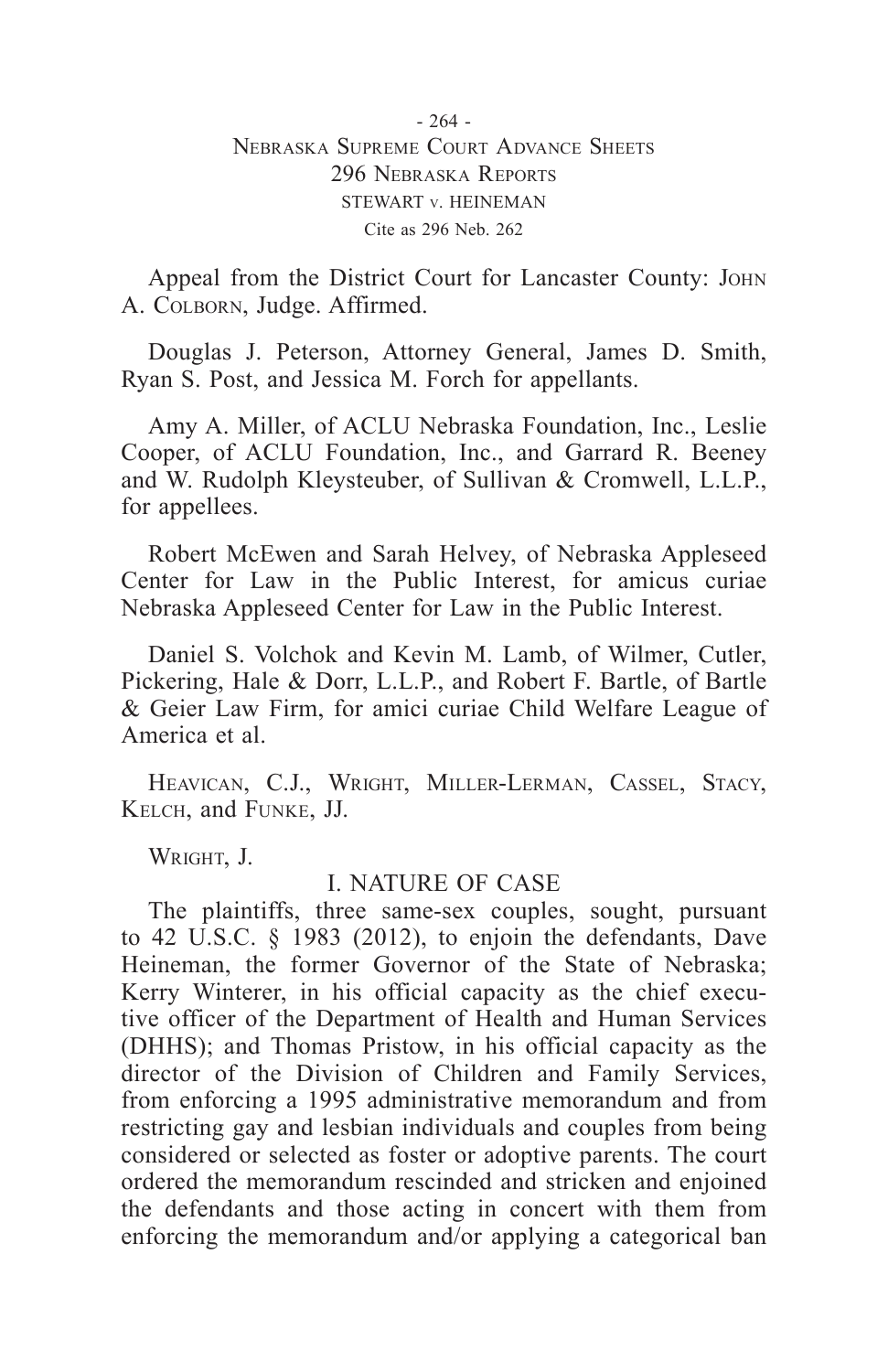Appeal from the District Court for Lancaster County: JOHN A. COLBORN, Judge. Affirmed.

Douglas J. Peterson, Attorney General, James D. Smith, Ryan S. Post, and Jessica M. Forch for appellants.

Amy A. Miller, of ACLU Nebraska Foundation, Inc., Leslie Cooper, of ACLU Foundation, Inc., and Garrard R. Beeney and W. Rudolph Kleysteuber, of Sullivan & Cromwell, L.L.P., for appellees.

Robert McEwen and Sarah Helvey, of Nebraska Appleseed Center for Law in the Public Interest, for amicus curiae Nebraska Appleseed Center for Law in the Public Interest.

Daniel S. Volchok and Kevin M. Lamb, of Wilmer, Cutler, Pickering, Hale & Dorr, L.L.P., and Robert F. Bartle, of Bartle & Geier Law Firm, for amici curiae Child Welfare League of America et al.

HEAVICAN, C.J., WRIGHT, MILLER-LERMAN, CASSEL, STACY, KELCH, and FUNKE, JJ.

WRIGHT, J.

## I. NATURE OF CASE

The plaintiffs, three same-sex couples, sought, pursuant to 42 U.S.C. § 1983 (2012), to enjoin the defendants, Dave Heineman, the former Governor of the State of Nebraska; Kerry Winterer, in his official capacity as the chief executive officer of the Department of Health and Human Services (DHHS); and Thomas Pristow, in his official capacity as the director of the Division of Children and Family Services, from enforcing a 1995 administrative memorandum and from restricting gay and lesbian individuals and couples from being considered or selected as foster or adoptive parents. The court ordered the memorandum rescinded and stricken and enjoined the defendants and those acting in concert with them from enforcing the memorandum and/or applying a categorical ban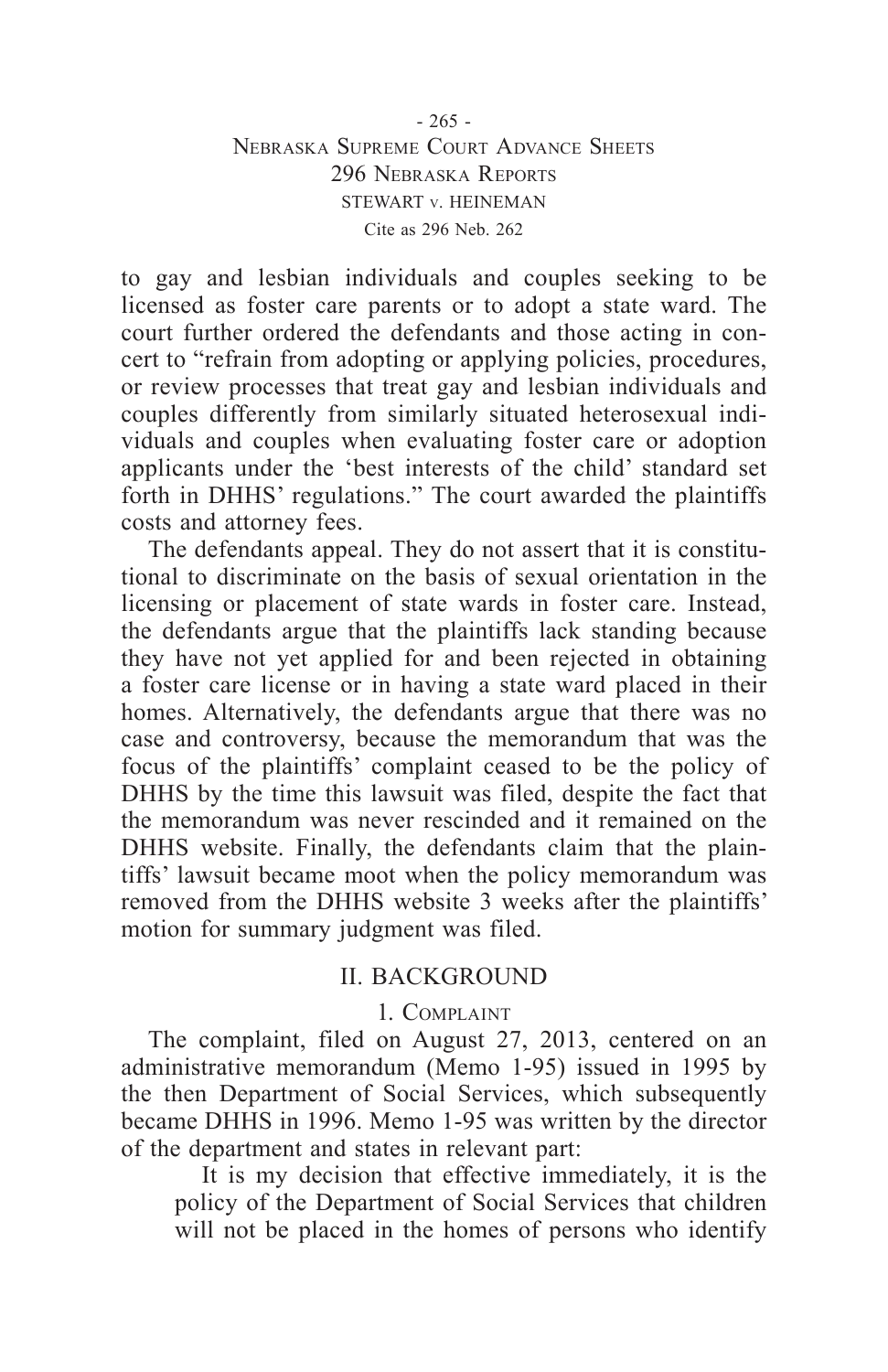to gay and lesbian individuals and couples seeking to be licensed as foster care parents or to adopt a state ward. The court further ordered the defendants and those acting in concert to "refrain from adopting or applying policies, procedures, or review processes that treat gay and lesbian individuals and couples differently from similarly situated heterosexual individuals and couples when evaluating foster care or adoption applicants under the 'best interests of the child' standard set forth in DHHS' regulations." The court awarded the plaintiffs costs and attorney fees.

The defendants appeal. They do not assert that it is constitutional to discriminate on the basis of sexual orientation in the licensing or placement of state wards in foster care. Instead, the defendants argue that the plaintiffs lack standing because they have not yet applied for and been rejected in obtaining a foster care license or in having a state ward placed in their homes. Alternatively, the defendants argue that there was no case and controversy, because the memorandum that was the focus of the plaintiffs' complaint ceased to be the policy of DHHS by the time this lawsuit was filed, despite the fact that the memorandum was never rescinded and it remained on the DHHS website. Finally, the defendants claim that the plaintiffs' lawsuit became moot when the policy memorandum was removed from the DHHS website 3 weeks after the plaintiffs' motion for summary judgment was filed.

## II. BACKGROUND

### 1. Complaint

The complaint, filed on August 27, 2013, centered on an administrative memorandum (Memo 1-95) issued in 1995 by the then Department of Social Services, which subsequently became DHHS in 1996. Memo 1-95 was written by the director of the department and states in relevant part:

> It is my decision that effective immediately, it is the policy of the Department of Social Services that children will not be placed in the homes of persons who identify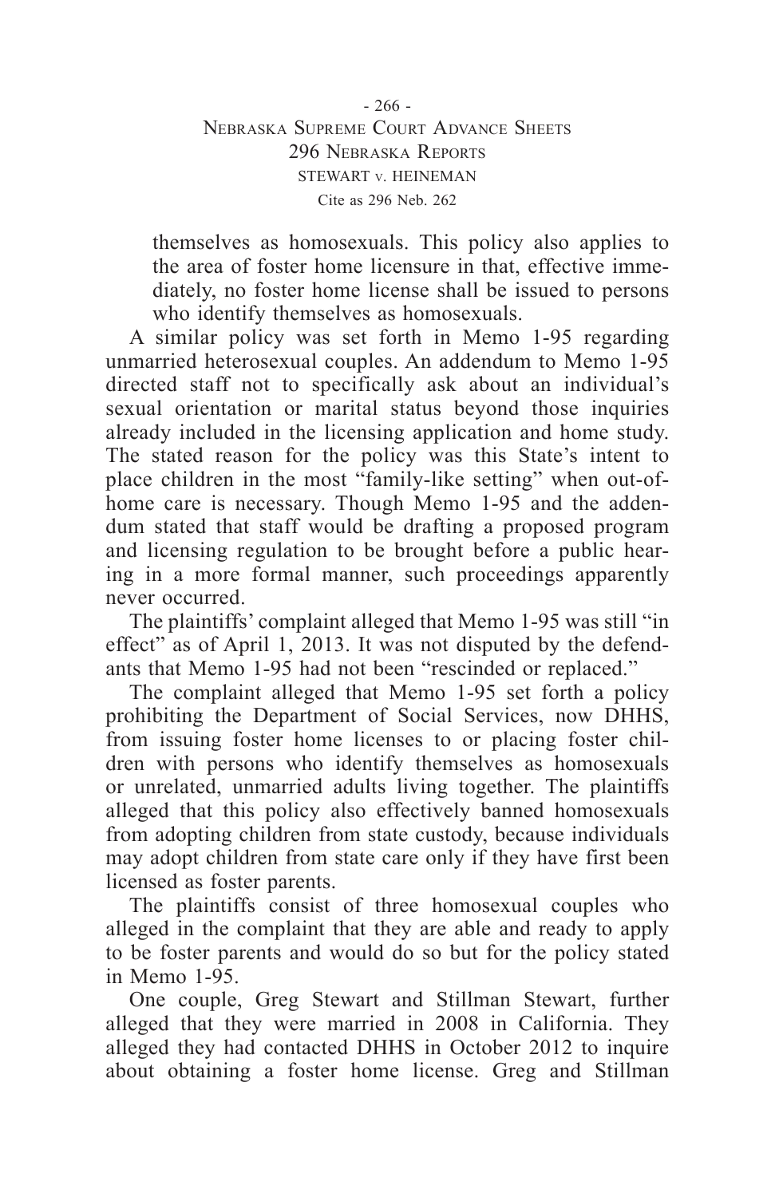> themselves as homosexuals. This policy also applies to the area of foster home licensure in that, effective immediately, no foster home license shall be issued to persons who identify themselves as homosexuals.

A similar policy was set forth in Memo 1-95 regarding unmarried heterosexual couples. An addendum to Memo 1-95 directed staff not to specifically ask about an individual's sexual orientation or marital status beyond those inquiries already included in the licensing application and home study. The stated reason for the policy was this State's intent to place children in the most "family-like setting" when out-of-home care is necessary. Though Memo 1-95 and the addendum stated that staff would be drafting a proposed program and licensing regulation to be brought before a public hearing in a more formal manner, such proceedings apparently never occurred.

The plaintiffs' complaint alleged that Memo 1-95 was still "in effect" as of April 1, 2013. It was not disputed by the defendants that Memo 1-95 had not been "rescinded or replaced."

The complaint alleged that Memo 1-95 set forth a policy prohibiting the Department of Social Services, now DHHS, from issuing foster home licenses to or placing foster children with persons who identify themselves as homosexuals or unrelated, unmarried adults living together. The plaintiffs alleged that this policy also effectively banned homosexuals from adopting children from state custody, because individuals may adopt children from state care only if they have first been licensed as foster parents.

The plaintiffs consist of three homosexual couples who alleged in the complaint that they are able and ready to apply to be foster parents and would do so but for the policy stated in Memo 1-95.

One couple, Greg Stewart and Stillman Stewart, further alleged that they were married in 2008 in California. They alleged they had contacted DHHS in October 2012 to inquire about obtaining a foster home license. Greg and Stillman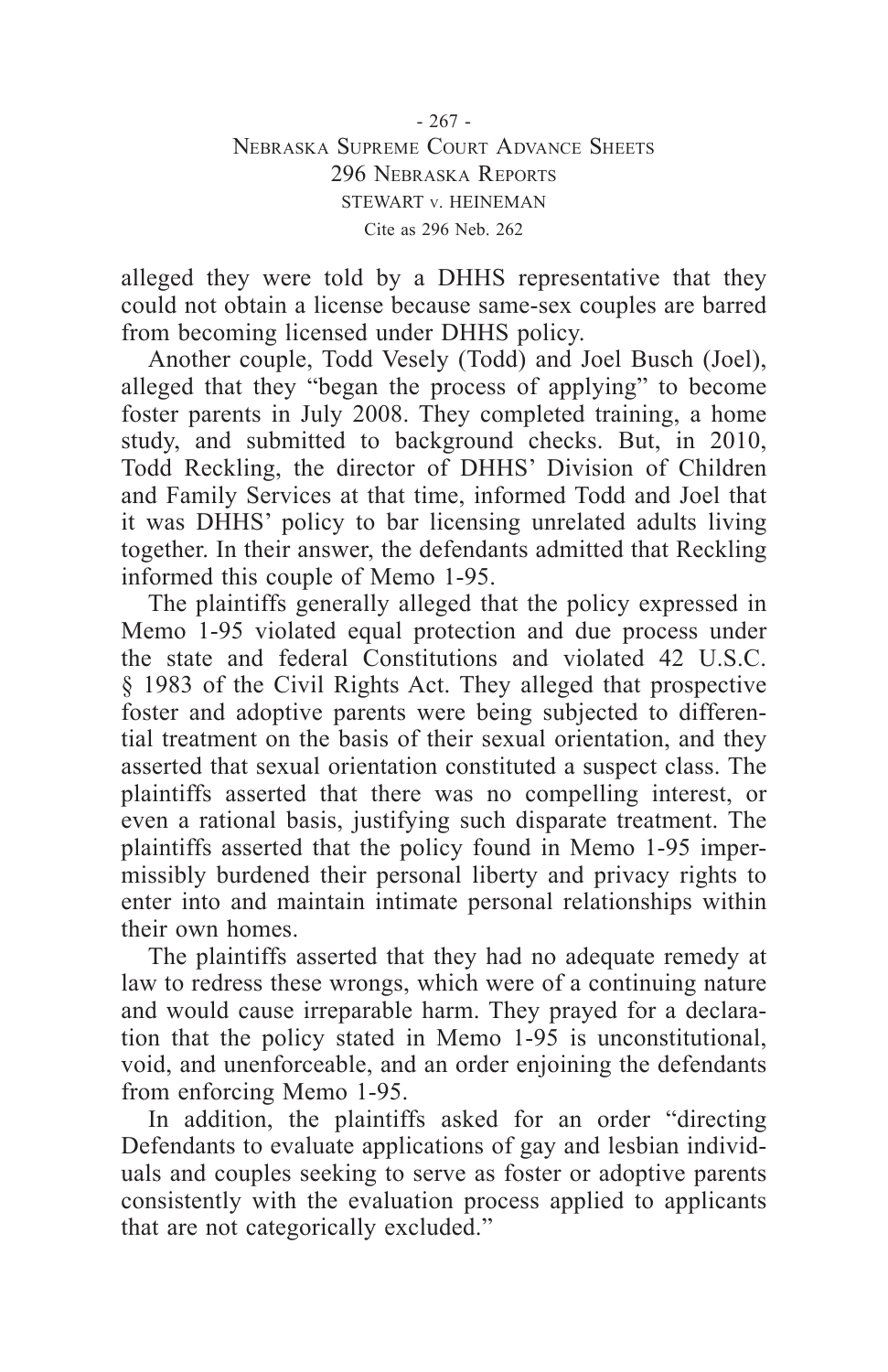alleged they were told by a DHHS representative that they could not obtain a license because same-sex couples are barred from becoming licensed under DHHS policy.

Another couple, Todd Vesely (Todd) and Joel Busch (Joel), alleged that they "began the process of applying" to become foster parents in July 2008. They completed training, a home study, and submitted to background checks. But, in 2010, Todd Reckling, the director of DHHS' Division of Children and Family Services at that time, informed Todd and Joel that it was DHHS' policy to bar licensing unrelated adults living together. In their answer, the defendants admitted that Reckling informed this couple of Memo 1-95.

The plaintiffs generally alleged that the policy expressed in Memo 1-95 violated equal protection and due process under the state and federal Constitutions and violated 42 U.S.C. § 1983 of the Civil Rights Act. They alleged that prospective foster and adoptive parents were being subjected to differential treatment on the basis of their sexual orientation, and they asserted that sexual orientation constituted a suspect class. The plaintiffs asserted that there was no compelling interest, or even a rational basis, justifying such disparate treatment. The plaintiffs asserted that the policy found in Memo 1-95 impermissibly burdened their personal liberty and privacy rights to enter into and maintain intimate personal relationships within their own homes.

The plaintiffs asserted that they had no adequate remedy at law to redress these wrongs, which were of a continuing nature and would cause irreparable harm. They prayed for a declaration that the policy stated in Memo 1-95 is unconstitutional, void, and unenforceable, and an order enjoining the defendants from enforcing Memo 1-95.

In addition, the plaintiffs asked for an order "directing Defendants to evaluate applications of gay and lesbian individuals and couples seeking to serve as foster or adoptive parents consistently with the evaluation process applied to applicants that are not categorically excluded."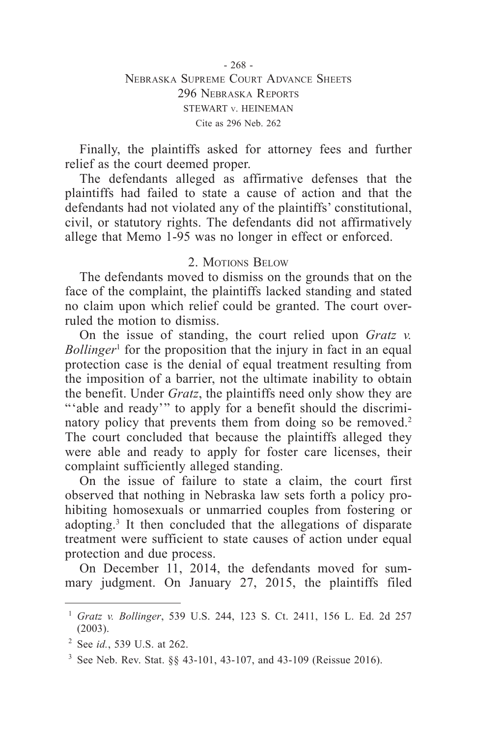Finally, the plaintiffs asked for attorney fees and further relief as the court deemed proper.

The defendants alleged as affirmative defenses that the plaintiffs had failed to state a cause of action and that the defendants had not violated any of the plaintiffs' constitutional, civil, or statutory rights. The defendants did not affirmatively allege that Memo 1-95 was no longer in effect or enforced.

### 2. Motions Below

The defendants moved to dismiss on the grounds that on the face of the complaint, the plaintiffs lacked standing and stated no claim upon which relief could be granted. The court overruled the motion to dismiss.

On the issue of standing, the court relied upon *Gratz v. Bollinger*[1] for the proposition that the injury in fact in an equal protection case is the denial of equal treatment resulting from the imposition of a barrier, not the ultimate inability to obtain the benefit. Under *Gratz*, the plaintiffs need only show they are "'able and ready'" to apply for a benefit should the discriminatory policy that prevents them from doing so be removed.[2] The court concluded that because the plaintiffs alleged they were able and ready to apply for foster care licenses, their complaint sufficiently alleged standing.

On the issue of failure to state a claim, the court first observed that nothing in Nebraska law sets forth a policy prohibiting homosexuals or unmarried couples from fostering or adopting.[3] It then concluded that the allegations of disparate treatment were sufficient to state causes of action under equal protection and due process.

On December 11, 2014, the defendants moved for summary judgment. On January 27, 2015, the plaintiffs filed

---

[1] *Gratz v. Bollinger*, 539 U.S. 244, 123 S. Ct. 2411, 156 L. Ed. 2d 257 (2003).

[2] See *id.*, 539 U.S. at 262.

[3] See Neb. Rev. Stat. §§ 43-101, 43-107, and 43-109 (Reissue 2016).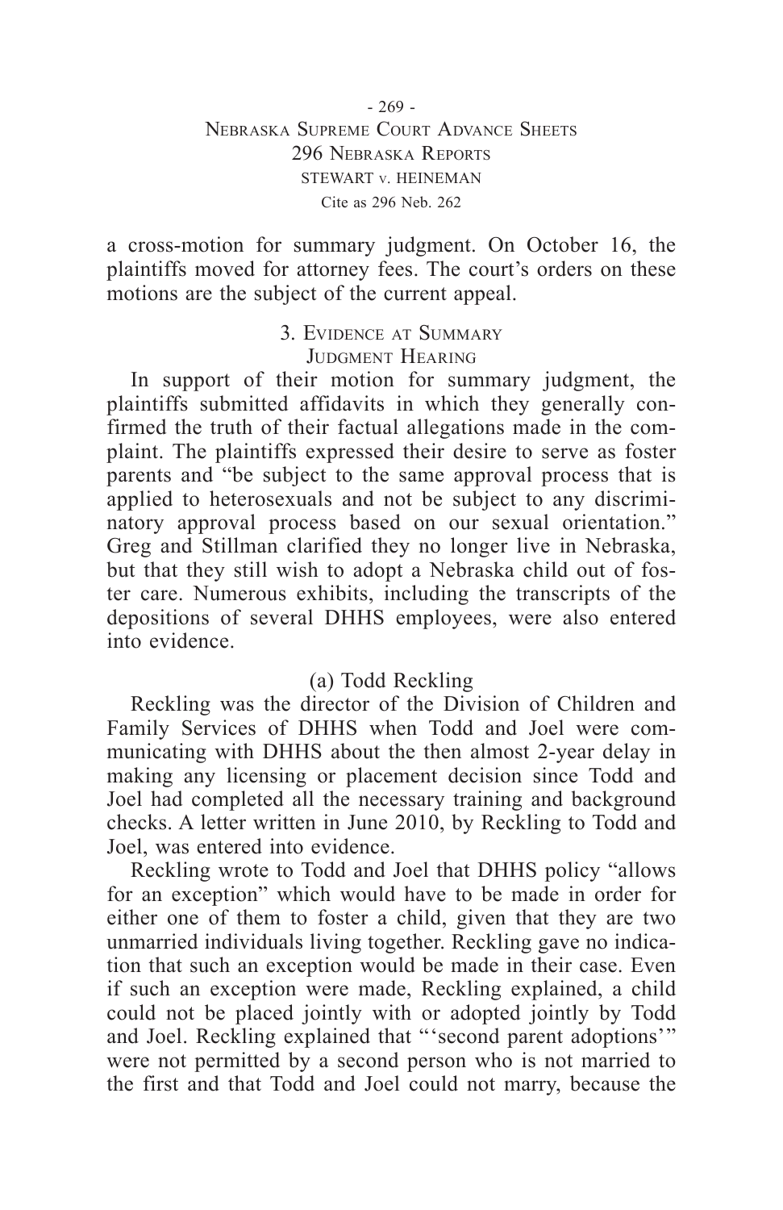a cross-motion for summary judgment. On October 16, the plaintiffs moved for attorney fees. The court's orders on these motions are the subject of the current appeal.

### 3. Evidence at Summary Judgment Hearing

In support of their motion for summary judgment, the plaintiffs submitted affidavits in which they generally confirmed the truth of their factual allegations made in the complaint. The plaintiffs expressed their desire to serve as foster parents and "be subject to the same approval process that is applied to heterosexuals and not be subject to any discriminatory approval process based on our sexual orientation." Greg and Stillman clarified they no longer live in Nebraska, but that they still wish to adopt a Nebraska child out of foster care. Numerous exhibits, including the transcripts of the depositions of several DHHS employees, were also entered into evidence.

#### (a) Todd Reckling

Reckling was the director of the Division of Children and Family Services of DHHS when Todd and Joel were communicating with DHHS about the then almost 2-year delay in making any licensing or placement decision since Todd and Joel had completed all the necessary training and background checks. A letter written in June 2010, by Reckling to Todd and Joel, was entered into evidence.

Reckling wrote to Todd and Joel that DHHS policy "allows for an exception" which would have to be made in order for either one of them to foster a child, given that they are two unmarried individuals living together. Reckling gave no indication that such an exception would be made in their case. Even if such an exception were made, Reckling explained, a child could not be placed jointly with or adopted jointly by Todd and Joel. Reckling explained that "'second parent adoptions'" were not permitted by a second person who is not married to the first and that Todd and Joel could not marry, because the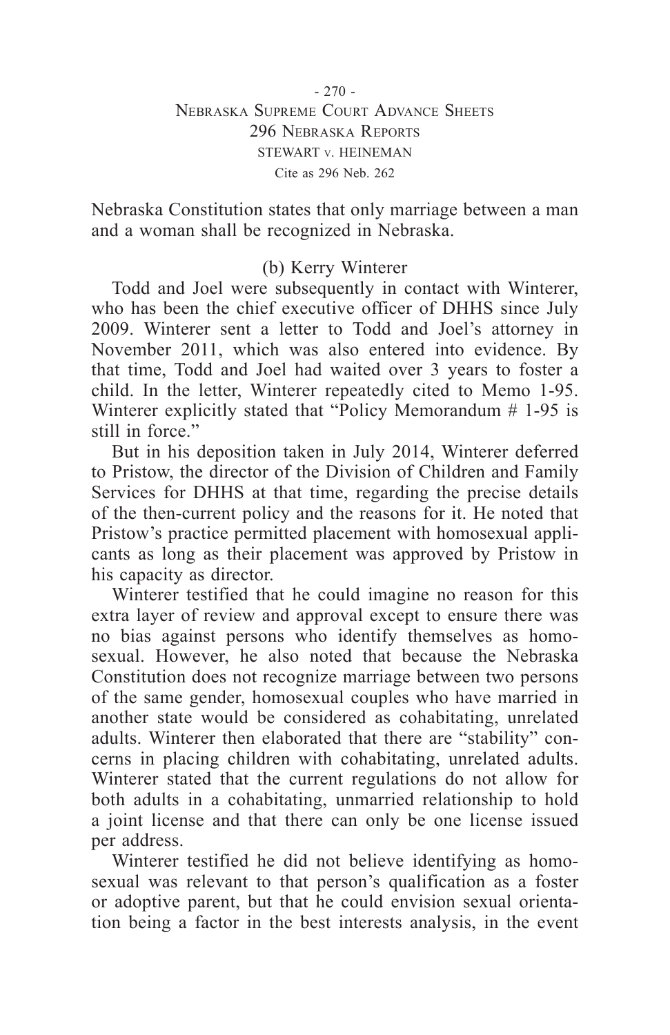Nebraska Constitution states that only marriage between a man and a woman shall be recognized in Nebraska.

(b) Kerry Winterer

Todd and Joel were subsequently in contact with Winterer, who has been the chief executive officer of DHHS since July 2009. Winterer sent a letter to Todd and Joel's attorney in November 2011, which was also entered into evidence. By that time, Todd and Joel had waited over 3 years to foster a child. In the letter, Winterer repeatedly cited to Memo 1-95. Winterer explicitly stated that "Policy Memorandum # 1-95 is still in force."

But in his deposition taken in July 2014, Winterer deferred to Pristow, the director of the Division of Children and Family Services for DHHS at that time, regarding the precise details of the then-current policy and the reasons for it. He noted that Pristow's practice permitted placement with homosexual applicants as long as their placement was approved by Pristow in his capacity as director.

Winterer testified that he could imagine no reason for this extra layer of review and approval except to ensure there was no bias against persons who identify themselves as homosexual. However, he also noted that because the Nebraska Constitution does not recognize marriage between two persons of the same gender, homosexual couples who have married in another state would be considered as cohabitating, unrelated adults. Winterer then elaborated that there are "stability" concerns in placing children with cohabitating, unrelated adults. Winterer stated that the current regulations do not allow for both adults in a cohabitating, unmarried relationship to hold a joint license and that there can only be one license issued per address.

Winterer testified he did not believe identifying as homosexual was relevant to that person's qualification as a foster or adoptive parent, but that he could envision sexual orientation being a factor in the best interests analysis, in the event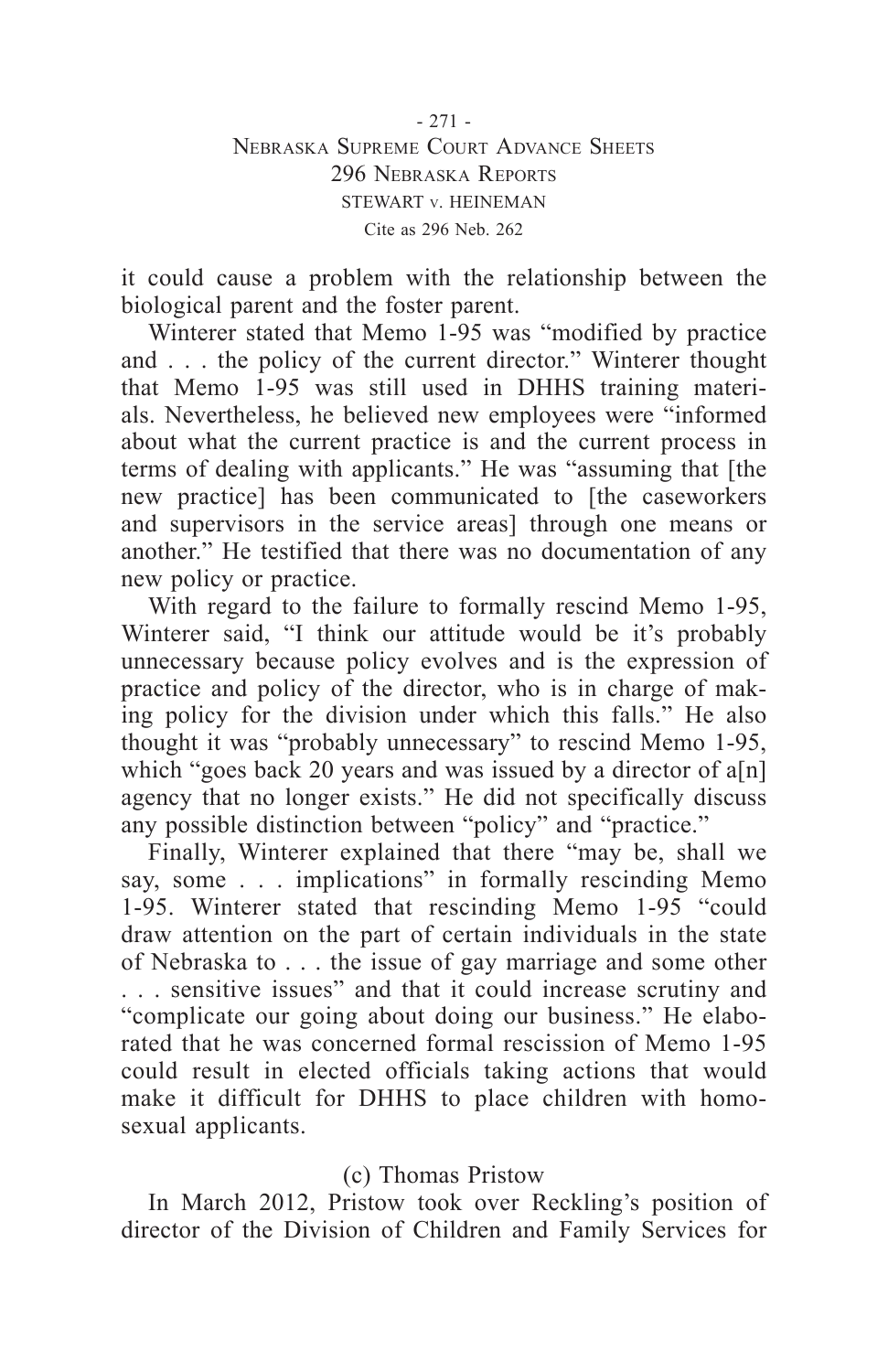it could cause a problem with the relationship between the biological parent and the foster parent.

Winterer stated that Memo 1-95 was "modified by practice and . . . the policy of the current director." Winterer thought that Memo 1-95 was still used in DHHS training materials. Nevertheless, he believed new employees were "informed about what the current practice is and the current process in terms of dealing with applicants." He was "assuming that [the new practice] has been communicated to [the caseworkers and supervisors in the service areas] through one means or another." He testified that there was no documentation of any new policy or practice.

With regard to the failure to formally rescind Memo 1-95, Winterer said, "I think our attitude would be it's probably unnecessary because policy evolves and is the expression of practice and policy of the director, who is in charge of making policy for the division under which this falls." He also thought it was "probably unnecessary" to rescind Memo 1-95, which "goes back 20 years and was issued by a director of a[n] agency that no longer exists." He did not specifically discuss any possible distinction between "policy" and "practice."

Finally, Winterer explained that there "may be, shall we say, some . . . implications" in formally rescinding Memo 1-95. Winterer stated that rescinding Memo 1-95 "could draw attention on the part of certain individuals in the state of Nebraska to . . . the issue of gay marriage and some other . . . sensitive issues" and that it could increase scrutiny and "complicate our going about doing our business." He elaborated that he was concerned formal rescission of Memo 1-95 could result in elected officials taking actions that would make it difficult for DHHS to place children with homosexual applicants.

(c) Thomas Pristow

In March 2012, Pristow took over Reckling's position of director of the Division of Children and Family Services for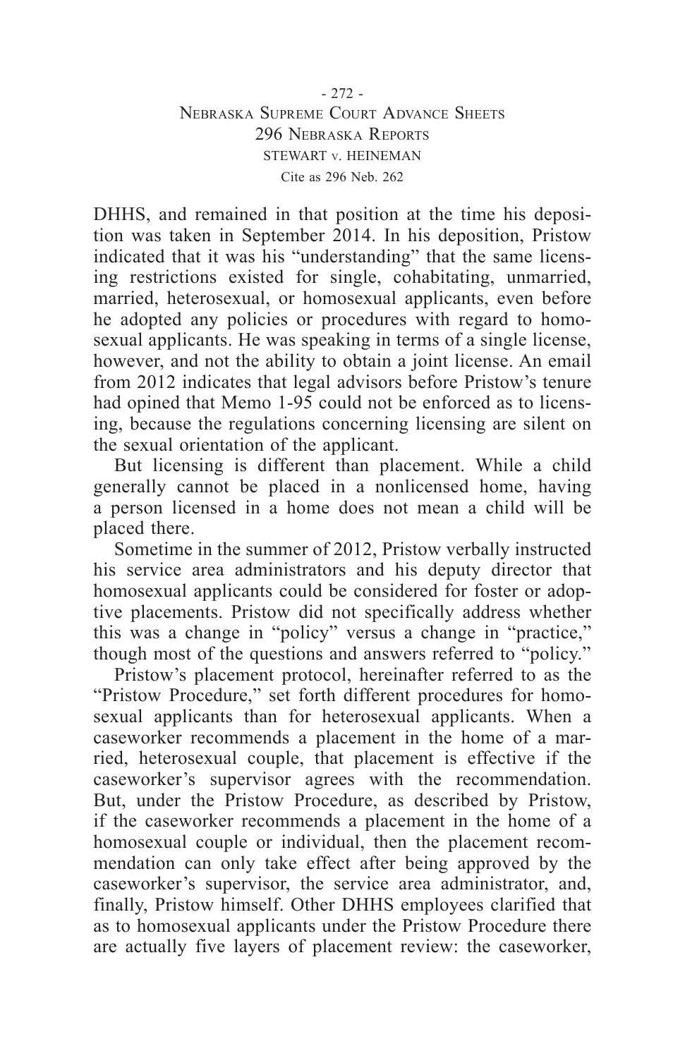DHHS, and remained in that position at the time his deposition was taken in September 2014. In his deposition, Pristow indicated that it was his "understanding" that the same licensing restrictions existed for single, cohabitating, unmarried, married, heterosexual, or homosexual applicants, even before he adopted any policies or procedures with regard to homosexual applicants. He was speaking in terms of a single license, however, and not the ability to obtain a joint license. An email from 2012 indicates that legal advisors before Pristow's tenure had opined that Memo 1-95 could not be enforced as to licensing, because the regulations concerning licensing are silent on the sexual orientation of the applicant.

But licensing is different than placement. While a child generally cannot be placed in a nonlicensed home, having a person licensed in a home does not mean a child will be placed there.

Sometime in the summer of 2012, Pristow verbally instructed his service area administrators and his deputy director that homosexual applicants could be considered for foster or adoptive placements. Pristow did not specifically address whether this was a change in "policy" versus a change in "practice," though most of the questions and answers referred to "policy."

Pristow's placement protocol, hereinafter referred to as the "Pristow Procedure," set forth different procedures for homosexual applicants than for heterosexual applicants. When a caseworker recommends a placement in the home of a married, heterosexual couple, that placement is effective if the caseworker's supervisor agrees with the recommendation. But, under the Pristow Procedure, as described by Pristow, if the caseworker recommends a placement in the home of a homosexual couple or individual, then the placement recommendation can only take effect after being approved by the caseworker's supervisor, the service area administrator, and, finally, Pristow himself. Other DHHS employees clarified that as to homosexual applicants under the Pristow Procedure there are actually five layers of placement review: the caseworker,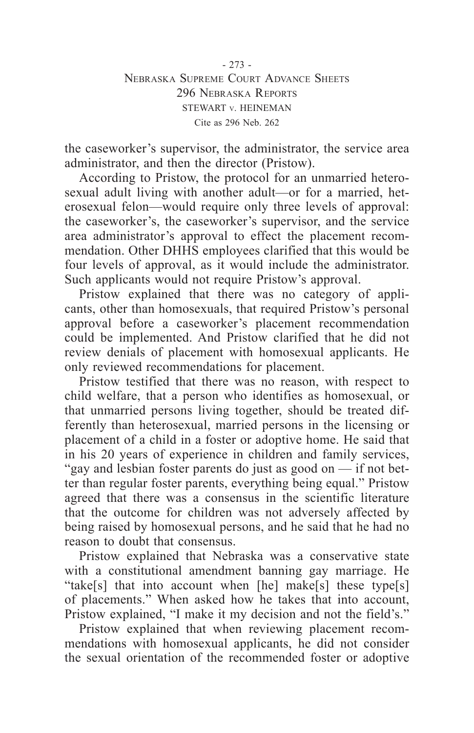the caseworker's supervisor, the administrator, the service area administrator, and then the director (Pristow).

According to Pristow, the protocol for an unmarried heterosexual adult living with another adult—or for a married, heterosexual felon—would require only three levels of approval: the caseworker's, the caseworker's supervisor, and the service area administrator's approval to effect the placement recommendation. Other DHHS employees clarified that this would be four levels of approval, as it would include the administrator. Such applicants would not require Pristow's approval.

Pristow explained that there was no category of applicants, other than homosexuals, that required Pristow's personal approval before a caseworker's placement recommendation could be implemented. And Pristow clarified that he did not review denials of placement with homosexual applicants. He only reviewed recommendations for placement.

Pristow testified that there was no reason, with respect to child welfare, that a person who identifies as homosexual, or that unmarried persons living together, should be treated differently than heterosexual, married persons in the licensing or placement of a child in a foster or adoptive home. He said that in his 20 years of experience in children and family services, "gay and lesbian foster parents do just as good on — if not better than regular foster parents, everything being equal." Pristow agreed that there was a consensus in the scientific literature that the outcome for children was not adversely affected by being raised by homosexual persons, and he said that he had no reason to doubt that consensus.

Pristow explained that Nebraska was a conservative state with a constitutional amendment banning gay marriage. He "take[s] that into account when [he] make[s] these type[s] of placements." When asked how he takes that into account, Pristow explained, "I make it my decision and not the field's."

Pristow explained that when reviewing placement recommendations with homosexual applicants, he did not consider the sexual orientation of the recommended foster or adoptive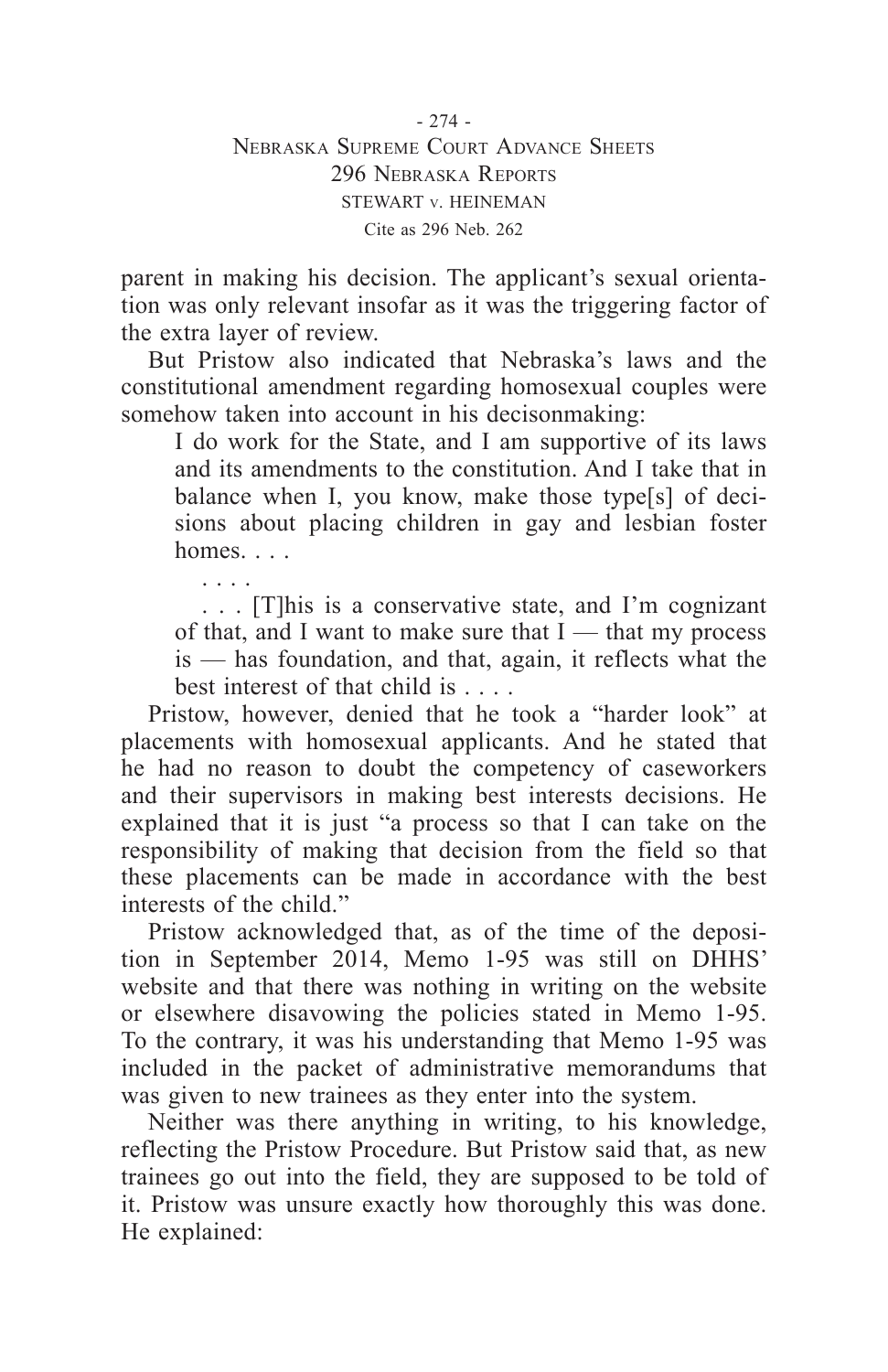parent in making his decision. The applicant's sexual orientation was only relevant insofar as it was the triggering factor of the extra layer of review.

But Pristow also indicated that Nebraska's laws and the constitutional amendment regarding homosexual couples were somehow taken into account in his decisonmaking:

> I do work for the State, and I am supportive of its laws and its amendments to the constitution. And I take that in balance when I, you know, make those type[s] of decisions about placing children in gay and lesbian foster homes. . . .
>
> . . . .
>
> . . . [T]his is a conservative state, and I'm cognizant of that, and I want to make sure that I — that my process is — has foundation, and that, again, it reflects what the best interest of that child is . . . .

Pristow, however, denied that he took a "harder look" at placements with homosexual applicants. And he stated that he had no reason to doubt the competency of caseworkers and their supervisors in making best interests decisions. He explained that it is just "a process so that I can take on the responsibility of making that decision from the field so that these placements can be made in accordance with the best interests of the child."

Pristow acknowledged that, as of the time of the deposition in September 2014, Memo 1-95 was still on DHHS' website and that there was nothing in writing on the website or elsewhere disavowing the policies stated in Memo 1-95. To the contrary, it was his understanding that Memo 1-95 was included in the packet of administrative memorandums that was given to new trainees as they enter into the system.

Neither was there anything in writing, to his knowledge, reflecting the Pristow Procedure. But Pristow said that, as new trainees go out into the field, they are supposed to be told of it. Pristow was unsure exactly how thoroughly this was done. He explained: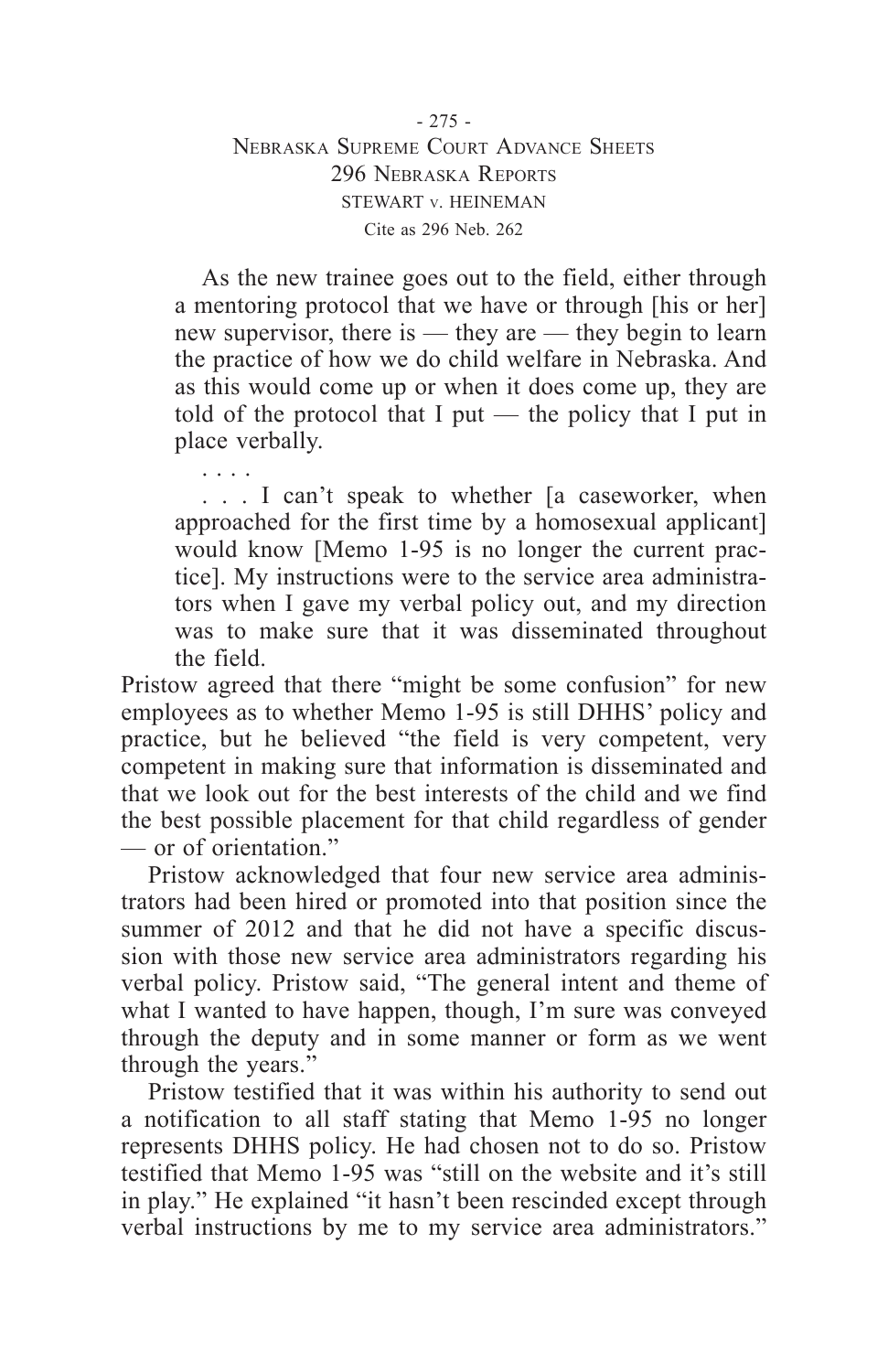> As the new trainee goes out to the field, either through a mentoring protocol that we have or through [his or her] new supervisor, there is — they are — they begin to learn the practice of how we do child welfare in Nebraska. And as this would come up or when it does come up, they are told of the protocol that I put — the policy that I put in place verbally.
>
> . . . .
>
> . . . I can't speak to whether [a caseworker, when approached for the first time by a homosexual applicant] would know [Memo 1-95 is no longer the current practice]. My instructions were to the service area administrators when I gave my verbal policy out, and my direction was to make sure that it was disseminated throughout the field.

Pristow agreed that there "might be some confusion" for new employees as to whether Memo 1-95 is still DHHS' policy and practice, but he believed "the field is very competent, very competent in making sure that information is disseminated and that we look out for the best interests of the child and we find the best possible placement for that child regardless of gender — or of orientation."

Pristow acknowledged that four new service area administrators had been hired or promoted into that position since the summer of 2012 and that he did not have a specific discussion with those new service area administrators regarding his verbal policy. Pristow said, "The general intent and theme of what I wanted to have happen, though, I'm sure was conveyed through the deputy and in some manner or form as we went through the years."

Pristow testified that it was within his authority to send out a notification to all staff stating that Memo 1-95 no longer represents DHHS policy. He had chosen not to do so. Pristow testified that Memo 1-95 was "still on the website and it's still in play." He explained "it hasn't been rescinded except through verbal instructions by me to my service area administrators."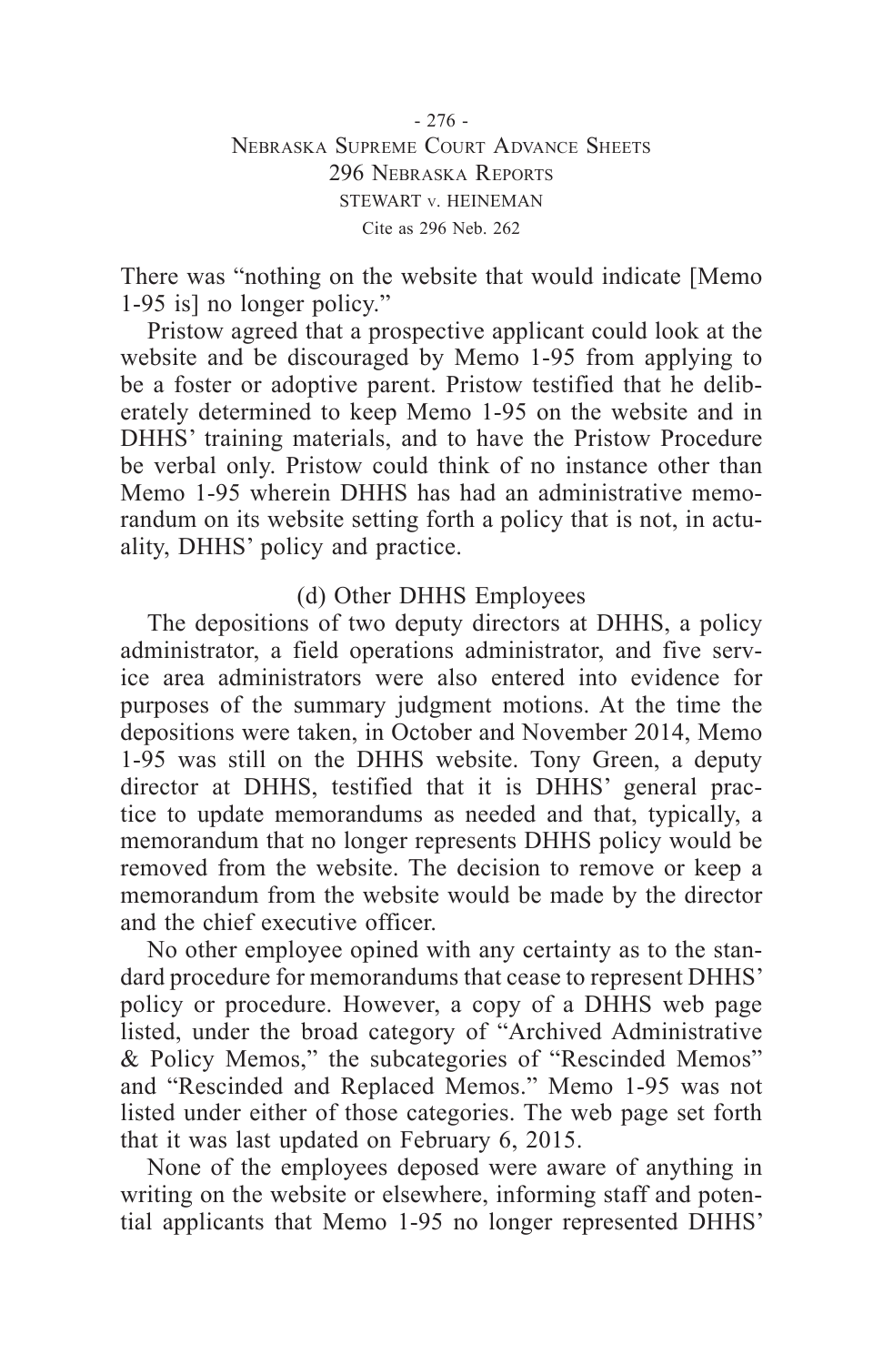There was "nothing on the website that would indicate [Memo 1-95 is] no longer policy."

Pristow agreed that a prospective applicant could look at the website and be discouraged by Memo 1-95 from applying to be a foster or adoptive parent. Pristow testified that he deliberately determined to keep Memo 1-95 on the website and in DHHS' training materials, and to have the Pristow Procedure be verbal only. Pristow could think of no instance other than Memo 1-95 wherein DHHS has had an administrative memorandum on its website setting forth a policy that is not, in actuality, DHHS' policy and practice.

(d) Other DHHS Employees

The depositions of two deputy directors at DHHS, a policy administrator, a field operations administrator, and five service area administrators were also entered into evidence for purposes of the summary judgment motions. At the time the depositions were taken, in October and November 2014, Memo 1-95 was still on the DHHS website. Tony Green, a deputy director at DHHS, testified that it is DHHS' general practice to update memorandums as needed and that, typically, a memorandum that no longer represents DHHS policy would be removed from the website. The decision to remove or keep a memorandum from the website would be made by the director and the chief executive officer.

No other employee opined with any certainty as to the standard procedure for memorandums that cease to represent DHHS' policy or procedure. However, a copy of a DHHS web page listed, under the broad category of "Archived Administrative & Policy Memos," the subcategories of "Rescinded Memos" and "Rescinded and Replaced Memos." Memo 1-95 was not listed under either of those categories. The web page set forth that it was last updated on February 6, 2015.

None of the employees deposed were aware of anything in writing on the website or elsewhere, informing staff and potential applicants that Memo 1-95 no longer represented DHHS'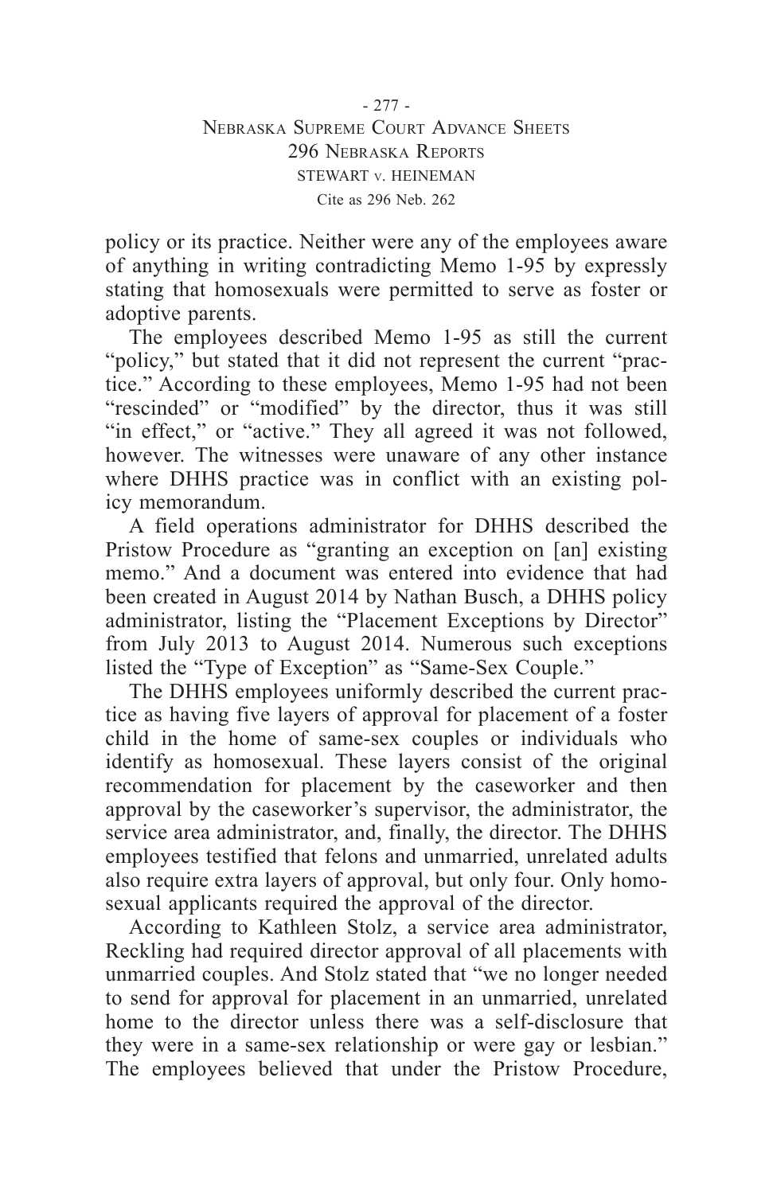policy or its practice. Neither were any of the employees aware of anything in writing contradicting Memo 1-95 by expressly stating that homosexuals were permitted to serve as foster or adoptive parents.

The employees described Memo 1-95 as still the current "policy," but stated that it did not represent the current "practice." According to these employees, Memo 1-95 had not been "rescinded" or "modified" by the director, thus it was still "in effect," or "active." They all agreed it was not followed, however. The witnesses were unaware of any other instance where DHHS practice was in conflict with an existing policy memorandum.

A field operations administrator for DHHS described the Pristow Procedure as "granting an exception on [an] existing memo." And a document was entered into evidence that had been created in August 2014 by Nathan Busch, a DHHS policy administrator, listing the "Placement Exceptions by Director" from July 2013 to August 2014. Numerous such exceptions listed the "Type of Exception" as "Same-Sex Couple."

The DHHS employees uniformly described the current practice as having five layers of approval for placement of a foster child in the home of same-sex couples or individuals who identify as homosexual. These layers consist of the original recommendation for placement by the caseworker and then approval by the caseworker's supervisor, the administrator, the service area administrator, and, finally, the director. The DHHS employees testified that felons and unmarried, unrelated adults also require extra layers of approval, but only four. Only homosexual applicants required the approval of the director.

According to Kathleen Stolz, a service area administrator, Reckling had required director approval of all placements with unmarried couples. And Stolz stated that "we no longer needed to send for approval for placement in an unmarried, unrelated home to the director unless there was a self-disclosure that they were in a same-sex relationship or were gay or lesbian." The employees believed that under the Pristow Procedure,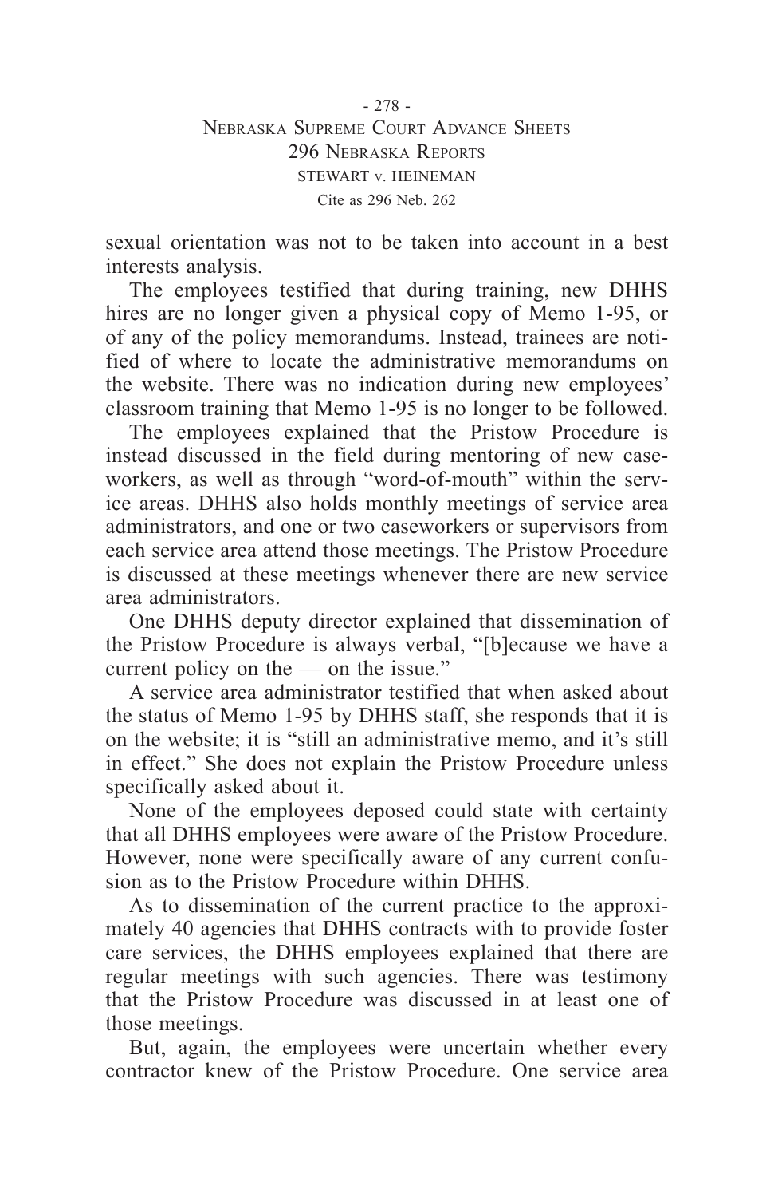sexual orientation was not to be taken into account in a best interests analysis.

The employees testified that during training, new DHHS hires are no longer given a physical copy of Memo 1-95, or of any of the policy memorandums. Instead, trainees are notified of where to locate the administrative memorandums on the website. There was no indication during new employees' classroom training that Memo 1-95 is no longer to be followed.

The employees explained that the Pristow Procedure is instead discussed in the field during mentoring of new caseworkers, as well as through "word-of-mouth" within the service areas. DHHS also holds monthly meetings of service area administrators, and one or two caseworkers or supervisors from each service area attend those meetings. The Pristow Procedure is discussed at these meetings whenever there are new service area administrators.

One DHHS deputy director explained that dissemination of the Pristow Procedure is always verbal, "[b]ecause we have a current policy on the — on the issue."

A service area administrator testified that when asked about the status of Memo 1-95 by DHHS staff, she responds that it is on the website; it is "still an administrative memo, and it's still in effect." She does not explain the Pristow Procedure unless specifically asked about it.

None of the employees deposed could state with certainty that all DHHS employees were aware of the Pristow Procedure. However, none were specifically aware of any current confusion as to the Pristow Procedure within DHHS.

As to dissemination of the current practice to the approximately 40 agencies that DHHS contracts with to provide foster care services, the DHHS employees explained that there are regular meetings with such agencies. There was testimony that the Pristow Procedure was discussed in at least one of those meetings.

But, again, the employees were uncertain whether every contractor knew of the Pristow Procedure. One service area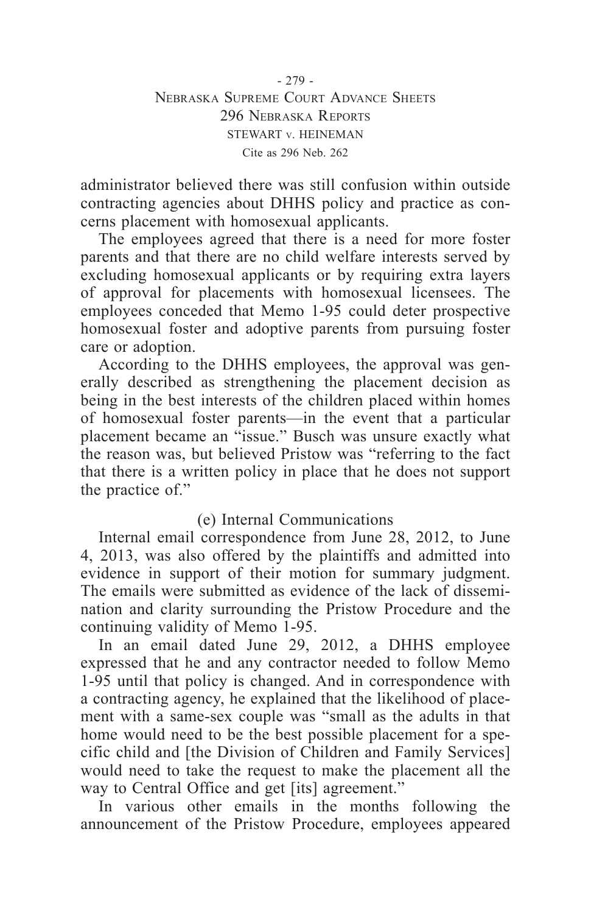administrator believed there was still confusion within outside contracting agencies about DHHS policy and practice as concerns placement with homosexual applicants.

The employees agreed that there is a need for more foster parents and that there are no child welfare interests served by excluding homosexual applicants or by requiring extra layers of approval for placements with homosexual licensees. The employees conceded that Memo 1-95 could deter prospective homosexual foster and adoptive parents from pursuing foster care or adoption.

According to the DHHS employees, the approval was generally described as strengthening the placement decision as being in the best interests of the children placed within homes of homosexual foster parents—in the event that a particular placement became an "issue." Busch was unsure exactly what the reason was, but believed Pristow was "referring to the fact that there is a written policy in place that he does not support the practice of."

(e) Internal Communications

Internal email correspondence from June 28, 2012, to June 4, 2013, was also offered by the plaintiffs and admitted into evidence in support of their motion for summary judgment. The emails were submitted as evidence of the lack of dissemination and clarity surrounding the Pristow Procedure and the continuing validity of Memo 1-95.

In an email dated June 29, 2012, a DHHS employee expressed that he and any contractor needed to follow Memo 1-95 until that policy is changed. And in correspondence with a contracting agency, he explained that the likelihood of placement with a same-sex couple was "small as the adults in that home would need to be the best possible placement for a specific child and [the Division of Children and Family Services] would need to take the request to make the placement all the way to Central Office and get [its] agreement."

In various other emails in the months following the announcement of the Pristow Procedure, employees appeared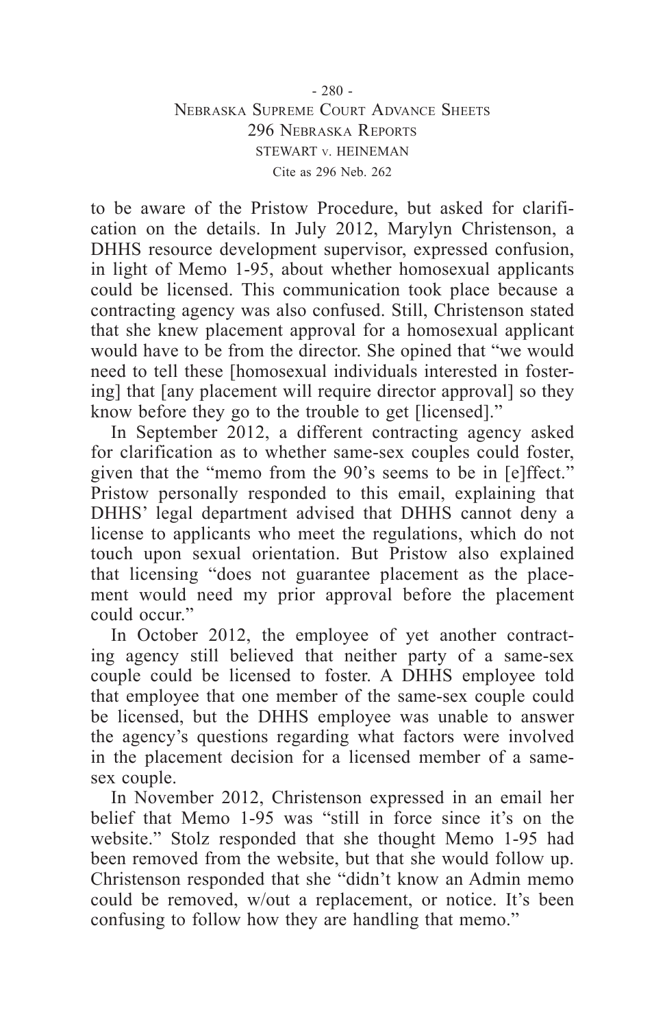to be aware of the Pristow Procedure, but asked for clarification on the details. In July 2012, Marylyn Christenson, a DHHS resource development supervisor, expressed confusion, in light of Memo 1-95, about whether homosexual applicants could be licensed. This communication took place because a contracting agency was also confused. Still, Christenson stated that she knew placement approval for a homosexual applicant would have to be from the director. She opined that "we would need to tell these [homosexual individuals interested in fostering] that [any placement will require director approval] so they know before they go to the trouble to get [licensed]."

In September 2012, a different contracting agency asked for clarification as to whether same-sex couples could foster, given that the "memo from the 90's seems to be in [e]ffect." Pristow personally responded to this email, explaining that DHHS' legal department advised that DHHS cannot deny a license to applicants who meet the regulations, which do not touch upon sexual orientation. But Pristow also explained that licensing "does not guarantee placement as the placement would need my prior approval before the placement could occur."

In October 2012, the employee of yet another contracting agency still believed that neither party of a same-sex couple could be licensed to foster. A DHHS employee told that employee that one member of the same-sex couple could be licensed, but the DHHS employee was unable to answer the agency's questions regarding what factors were involved in the placement decision for a licensed member of a same-sex couple.

In November 2012, Christenson expressed in an email her belief that Memo 1-95 was "still in force since it's on the website." Stolz responded that she thought Memo 1-95 had been removed from the website, but that she would follow up. Christenson responded that she "didn't know an Admin memo could be removed, w/out a replacement, or notice. It's been confusing to follow how they are handling that memo."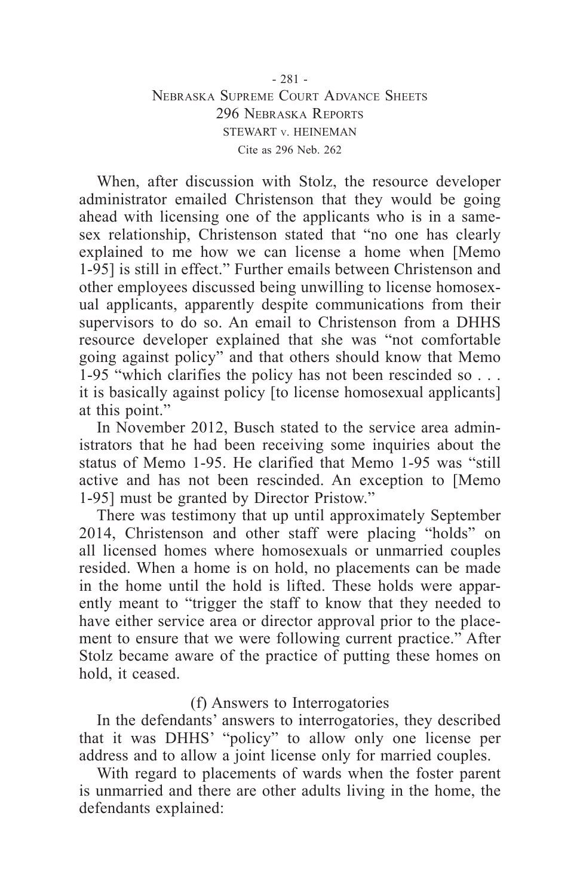When, after discussion with Stolz, the resource developer administrator emailed Christenson that they would be going ahead with licensing one of the applicants who is in a same-sex relationship, Christenson stated that "no one has clearly explained to me how we can license a home when [Memo 1-95] is still in effect." Further emails between Christenson and other employees discussed being unwilling to license homosexual applicants, apparently despite communications from their supervisors to do so. An email to Christenson from a DHHS resource developer explained that she was "not comfortable going against policy" and that others should know that Memo 1-95 "which clarifies the policy has not been rescinded so . . . it is basically against policy [to license homosexual applicants] at this point."

In November 2012, Busch stated to the service area administrators that he had been receiving some inquiries about the status of Memo 1-95. He clarified that Memo 1-95 was "still active and has not been rescinded. An exception to [Memo 1-95] must be granted by Director Pristow."

There was testimony that up until approximately September 2014, Christenson and other staff were placing "holds" on all licensed homes where homosexuals or unmarried couples resided. When a home is on hold, no placements can be made in the home until the hold is lifted. These holds were apparently meant to "trigger the staff to know that they needed to have either service area or director approval prior to the placement to ensure that we were following current practice." After Stolz became aware of the practice of putting these homes on hold, it ceased.

(f) Answers to Interrogatories

In the defendants' answers to interrogatories, they described that it was DHHS' "policy" to allow only one license per address and to allow a joint license only for married couples.

With regard to placements of wards when the foster parent is unmarried and there are other adults living in the home, the defendants explained: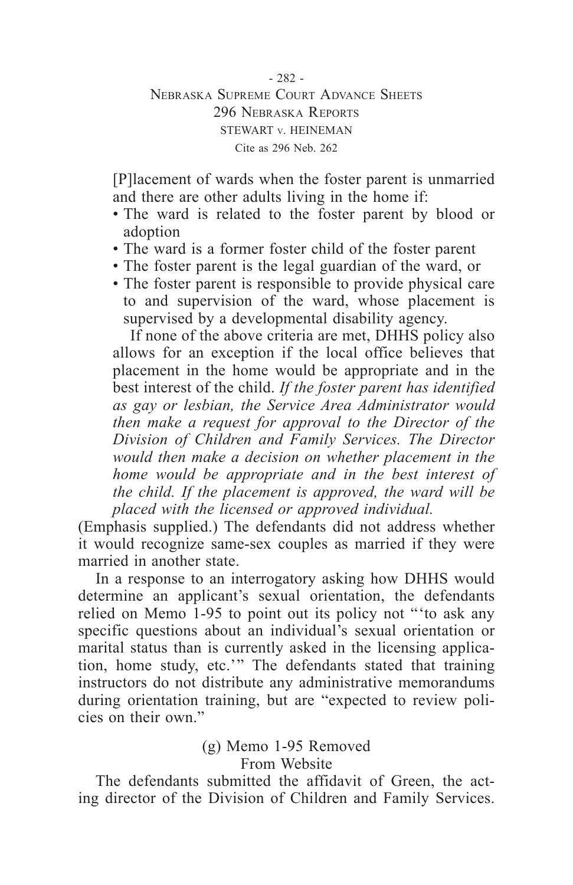> [P]lacement of wards when the foster parent is unmarried and there are other adults living in the home if:
>
> - The ward is related to the foster parent by blood or adoption
> - The ward is a former foster child of the foster parent
> - The foster parent is the legal guardian of the ward, or
> - The foster parent is responsible to provide physical care to and supervision of the ward, whose placement is supervised by a developmental disability agency.
>
> If none of the above criteria are met, DHHS policy also allows for an exception if the local office believes that placement in the home would be appropriate and in the best interest of the child. *If the foster parent has identified as gay or lesbian, the Service Area Administrator would then make a request for approval to the Director of the Division of Children and Family Services. The Director would then make a decision on whether placement in the home would be appropriate and in the best interest of the child. If the placement is approved, the ward will be placed with the licensed or approved individual.*

(Emphasis supplied.) The defendants did not address whether it would recognize same-sex couples as married if they were married in another state.

In a response to an interrogatory asking how DHHS would determine an applicant's sexual orientation, the defendants relied on Memo 1-95 to point out its policy not "'to ask any specific questions about an individual's sexual orientation or marital status than is currently asked in the licensing application, home study, etc.'" The defendants stated that training instructors do not distribute any administrative memorandums during orientation training, but are "expected to review policies on their own."

(g) Memo 1-95 Removed From Website

The defendants submitted the affidavit of Green, the acting director of the Division of Children and Family Services.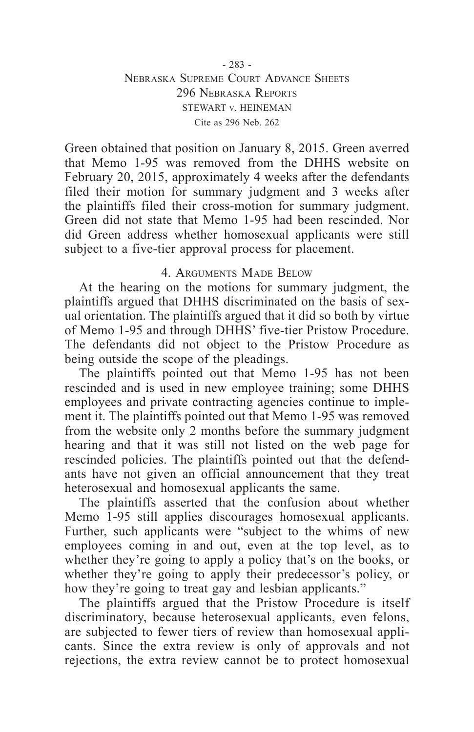Green obtained that position on January 8, 2015. Green averred that Memo 1-95 was removed from the DHHS website on February 20, 2015, approximately 4 weeks after the defendants filed their motion for summary judgment and 3 weeks after the plaintiffs filed their cross-motion for summary judgment. Green did not state that Memo 1-95 had been rescinded. Nor did Green address whether homosexual applicants were still subject to a five-tier approval process for placement.

### 4. Arguments Made Below

At the hearing on the motions for summary judgment, the plaintiffs argued that DHHS discriminated on the basis of sexual orientation. The plaintiffs argued that it did so both by virtue of Memo 1-95 and through DHHS' five-tier Pristow Procedure. The defendants did not object to the Pristow Procedure as being outside the scope of the pleadings.

The plaintiffs pointed out that Memo 1-95 has not been rescinded and is used in new employee training; some DHHS employees and private contracting agencies continue to implement it. The plaintiffs pointed out that Memo 1-95 was removed from the website only 2 months before the summary judgment hearing and that it was still not listed on the web page for rescinded policies. The plaintiffs pointed out that the defendants have not given an official announcement that they treat heterosexual and homosexual applicants the same.

The plaintiffs asserted that the confusion about whether Memo 1-95 still applies discourages homosexual applicants. Further, such applicants were "subject to the whims of new employees coming in and out, even at the top level, as to whether they're going to apply a policy that's on the books, or whether they're going to apply their predecessor's policy, or how they're going to treat gay and lesbian applicants."

The plaintiffs argued that the Pristow Procedure is itself discriminatory, because heterosexual applicants, even felons, are subjected to fewer tiers of review than homosexual applicants. Since the extra review is only of approvals and not rejections, the extra review cannot be to protect homosexual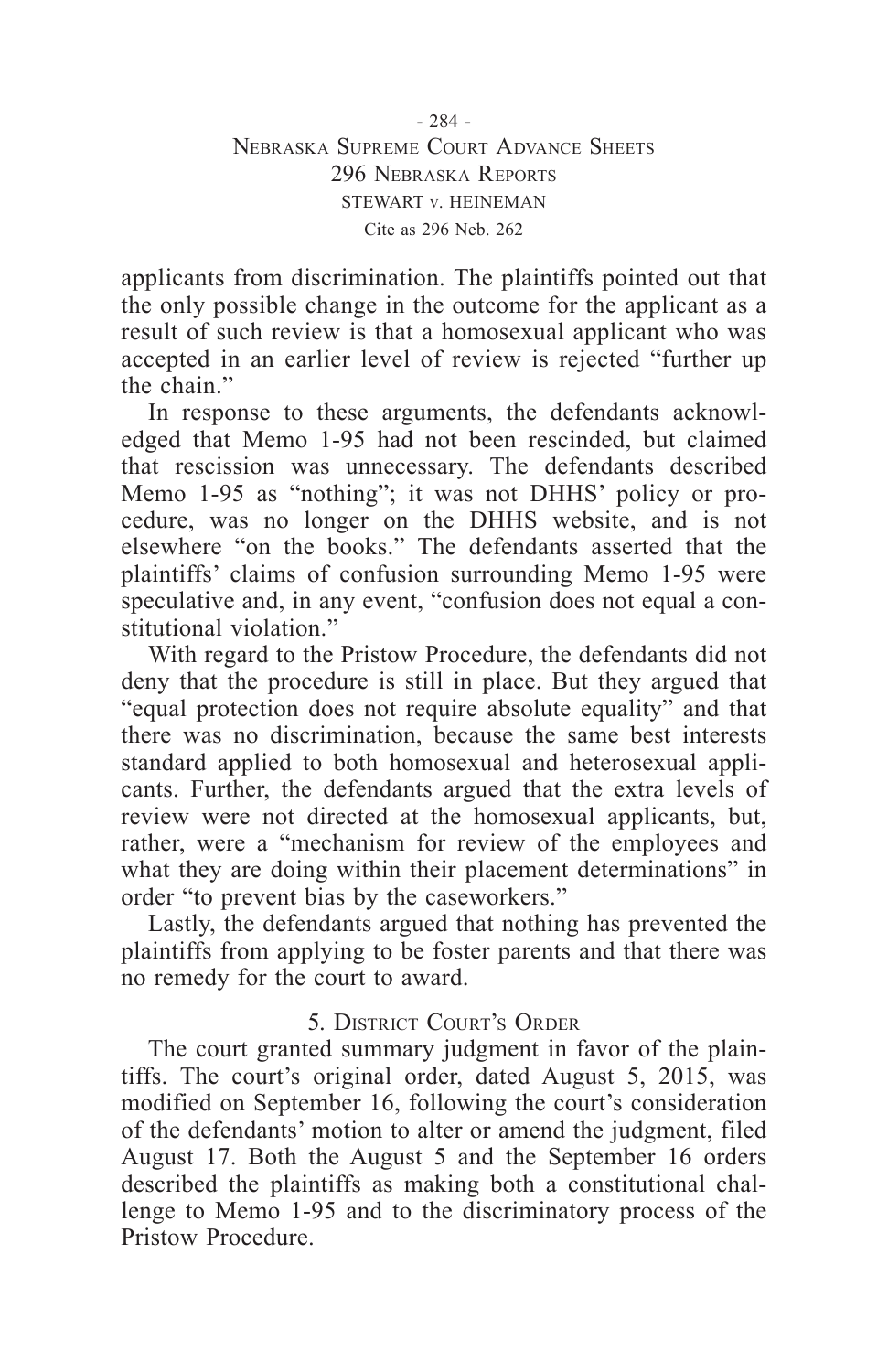applicants from discrimination. The plaintiffs pointed out that the only possible change in the outcome for the applicant as a result of such review is that a homosexual applicant who was accepted in an earlier level of review is rejected "further up the chain."

In response to these arguments, the defendants acknowledged that Memo 1-95 had not been rescinded, but claimed that rescission was unnecessary. The defendants described Memo 1-95 as "nothing"; it was not DHHS' policy or procedure, was no longer on the DHHS website, and is not elsewhere "on the books." The defendants asserted that the plaintiffs' claims of confusion surrounding Memo 1-95 were speculative and, in any event, "confusion does not equal a constitutional violation."

With regard to the Pristow Procedure, the defendants did not deny that the procedure is still in place. But they argued that "equal protection does not require absolute equality" and that there was no discrimination, because the same best interests standard applied to both homosexual and heterosexual applicants. Further, the defendants argued that the extra levels of review were not directed at the homosexual applicants, but, rather, were a "mechanism for review of the employees and what they are doing within their placement determinations" in order "to prevent bias by the caseworkers."

Lastly, the defendants argued that nothing has prevented the plaintiffs from applying to be foster parents and that there was no remedy for the court to award.

### 5. District Court's Order

The court granted summary judgment in favor of the plaintiffs. The court's original order, dated August 5, 2015, was modified on September 16, following the court's consideration of the defendants' motion to alter or amend the judgment, filed August 17. Both the August 5 and the September 16 orders described the plaintiffs as making both a constitutional challenge to Memo 1-95 and to the discriminatory process of the Pristow Procedure.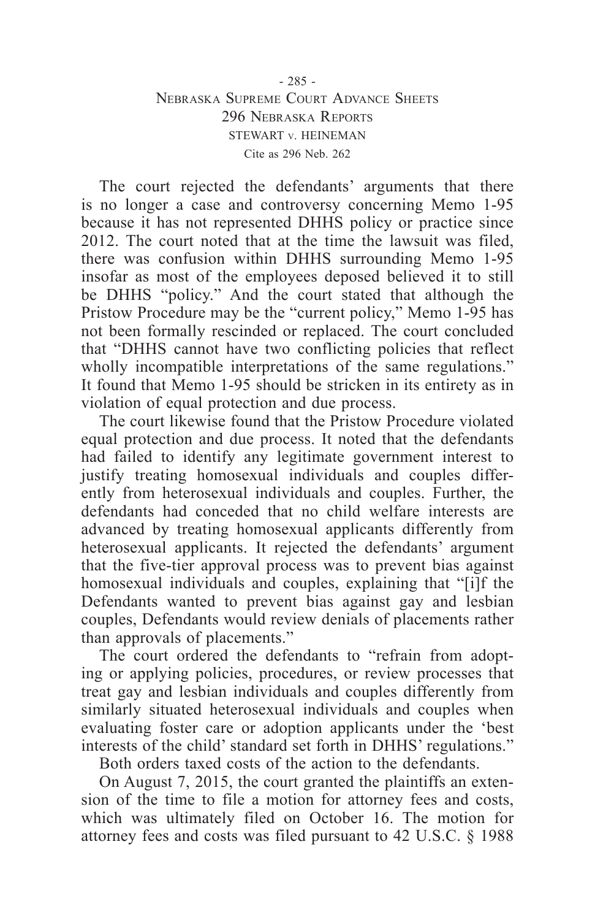The court rejected the defendants' arguments that there is no longer a case and controversy concerning Memo 1-95 because it has not represented DHHS policy or practice since 2012. The court noted that at the time the lawsuit was filed, there was confusion within DHHS surrounding Memo 1-95 insofar as most of the employees deposed believed it to still be DHHS "policy." And the court stated that although the Pristow Procedure may be the "current policy," Memo 1-95 has not been formally rescinded or replaced. The court concluded that "DHHS cannot have two conflicting policies that reflect wholly incompatible interpretations of the same regulations." It found that Memo 1-95 should be stricken in its entirety as in violation of equal protection and due process.

The court likewise found that the Pristow Procedure violated equal protection and due process. It noted that the defendants had failed to identify any legitimate government interest to justify treating homosexual individuals and couples differently from heterosexual individuals and couples. Further, the defendants had conceded that no child welfare interests are advanced by treating homosexual applicants differently from heterosexual applicants. It rejected the defendants' argument that the five-tier approval process was to prevent bias against homosexual individuals and couples, explaining that "[i]f the Defendants wanted to prevent bias against gay and lesbian couples, Defendants would review denials of placements rather than approvals of placements."

The court ordered the defendants to "refrain from adopting or applying policies, procedures, or review processes that treat gay and lesbian individuals and couples differently from similarly situated heterosexual individuals and couples when evaluating foster care or adoption applicants under the 'best interests of the child' standard set forth in DHHS' regulations."

Both orders taxed costs of the action to the defendants.

On August 7, 2015, the court granted the plaintiffs an extension of the time to file a motion for attorney fees and costs, which was ultimately filed on October 16. The motion for attorney fees and costs was filed pursuant to 42 U.S.C. § 1988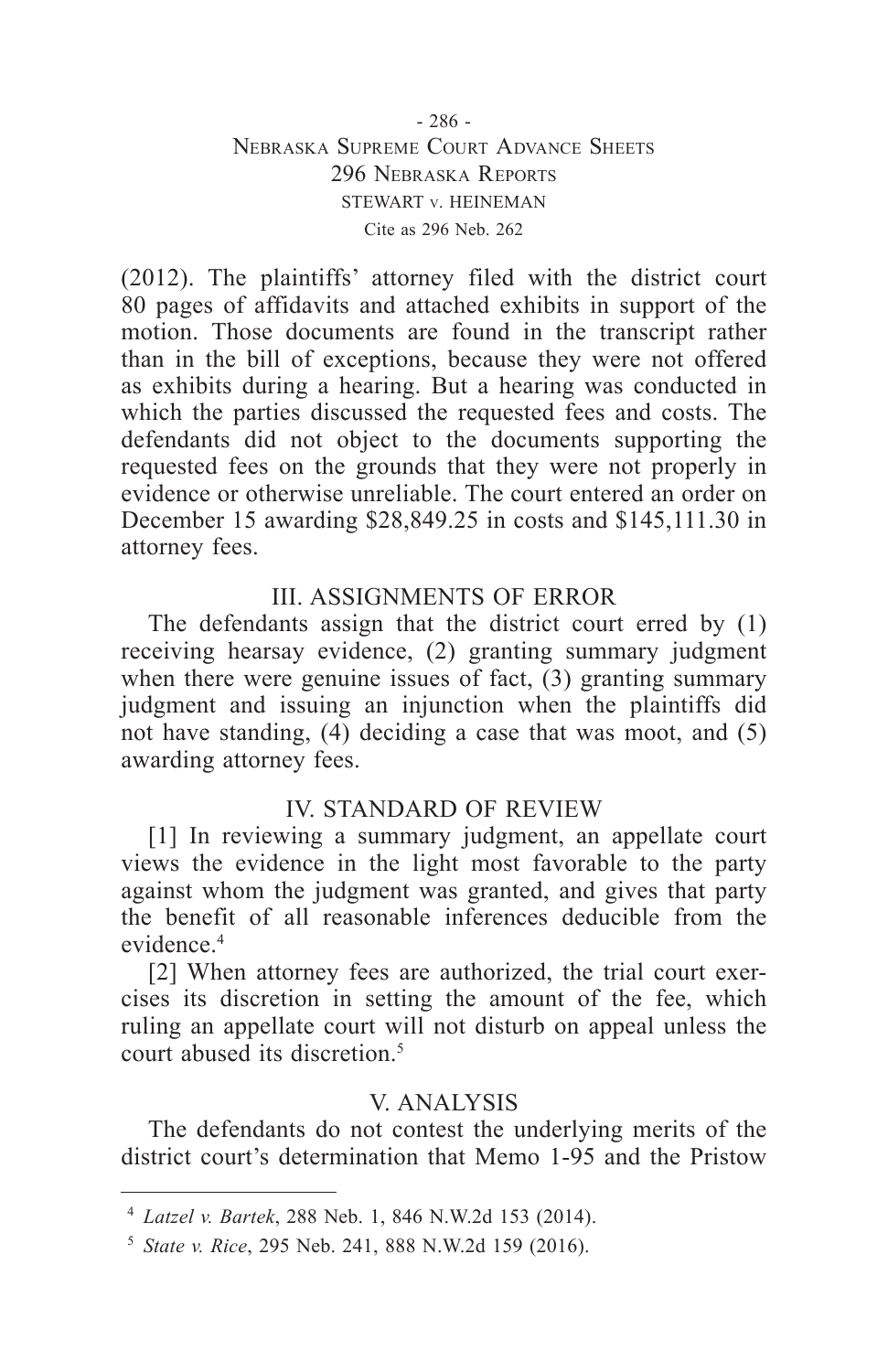(2012). The plaintiffs' attorney filed with the district court 80 pages of affidavits and attached exhibits in support of the motion. Those documents are found in the transcript rather than in the bill of exceptions, because they were not offered as exhibits during a hearing. But a hearing was conducted in which the parties discussed the requested fees and costs. The defendants did not object to the documents supporting the requested fees on the grounds that they were not properly in evidence or otherwise unreliable. The court entered an order on December 15 awarding $28,849.25 in costs and $145,111.30 in attorney fees.

## III. ASSIGNMENTS OF ERROR

The defendants assign that the district court erred by (1) receiving hearsay evidence, (2) granting summary judgment when there were genuine issues of fact, (3) granting summary judgment and issuing an injunction when the plaintiffs did not have standing, (4) deciding a case that was moot, and (5) awarding attorney fees.

## IV. STANDARD OF REVIEW

[1] In reviewing a summary judgment, an appellate court views the evidence in the light most favorable to the party against whom the judgment was granted, and gives that party the benefit of all reasonable inferences deducible from the evidence.[4]

[2] When attorney fees are authorized, the trial court exercises its discretion in setting the amount of the fee, which ruling an appellate court will not disturb on appeal unless the court abused its discretion.[5]

## V. ANALYSIS

The defendants do not contest the underlying merits of the district court's determination that Memo 1-95 and the Pristow

---

[4] *Latzel v. Bartek*, 288 Neb. 1, 846 N.W.2d 153 (2014).

[5] *State v. Rice*, 295 Neb. 241, 888 N.W.2d 159 (2016).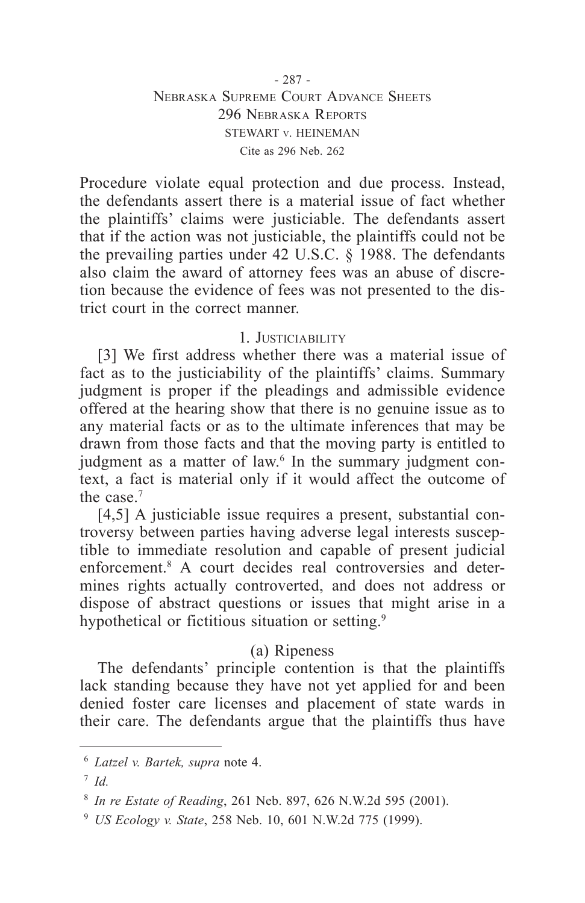Procedure violate equal protection and due process. Instead, the defendants assert there is a material issue of fact whether the plaintiffs' claims were justiciable. The defendants assert that if the action was not justiciable, the plaintiffs could not be the prevailing parties under 42 U.S.C. § 1988. The defendants also claim the award of attorney fees was an abuse of discretion because the evidence of fees was not presented to the district court in the correct manner.

### 1. Justiciability

[3] We first address whether there was a material issue of fact as to the justiciability of the plaintiffs' claims. Summary judgment is proper if the pleadings and admissible evidence offered at the hearing show that there is no genuine issue as to any material facts or as to the ultimate inferences that may be drawn from those facts and that the moving party is entitled to judgment as a matter of law.[6] In the summary judgment context, a fact is material only if it would affect the outcome of the case.[7]

[4,5] A justiciable issue requires a present, substantial controversy between parties having adverse legal interests susceptible to immediate resolution and capable of present judicial enforcement.[8] A court decides real controversies and determines rights actually controverted, and does not address or dispose of abstract questions or issues that might arise in a hypothetical or fictitious situation or setting.[9]

#### (a) Ripeness

The defendants' principle contention is that the plaintiffs lack standing because they have not yet applied for and been denied foster care licenses and placement of state wards in their care. The defendants argue that the plaintiffs thus have

---

[6] *Latzel v. Bartek, supra* note 4.

[7] *Id.*

[8] *In re Estate of Reading*, 261 Neb. 897, 626 N.W.2d 595 (2001).

[9] *US Ecology v. State*, 258 Neb. 10, 601 N.W.2d 775 (1999).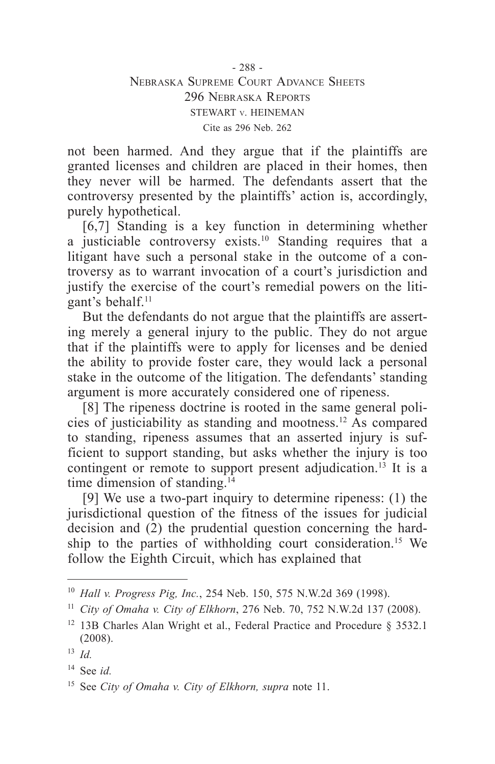not been harmed. And they argue that if the plaintiffs are granted licenses and children are placed in their homes, then they never will be harmed. The defendants assert that the controversy presented by the plaintiffs' action is, accordingly, purely hypothetical.

[6,7] Standing is a key function in determining whether a justiciable controversy exists.[10] Standing requires that a litigant have such a personal stake in the outcome of a controversy as to warrant invocation of a court's jurisdiction and justify the exercise of the court's remedial powers on the litigant's behalf.[11]

But the defendants do not argue that the plaintiffs are asserting merely a general injury to the public. They do not argue that if the plaintiffs were to apply for licenses and be denied the ability to provide foster care, they would lack a personal stake in the outcome of the litigation. The defendants' standing argument is more accurately considered one of ripeness.

[8] The ripeness doctrine is rooted in the same general policies of justiciability as standing and mootness.[12] As compared to standing, ripeness assumes that an asserted injury is sufficient to support standing, but asks whether the injury is too contingent or remote to support present adjudication.[13] It is a time dimension of standing.[14]

[9] We use a two-part inquiry to determine ripeness: (1) the jurisdictional question of the fitness of the issues for judicial decision and (2) the prudential question concerning the hardship to the parties of withholding court consideration.[15] We follow the Eighth Circuit, which has explained that

---

[10] *Hall v. Progress Pig, Inc.*, 254 Neb. 150, 575 N.W.2d 369 (1998).

[11] *City of Omaha v. City of Elkhorn*, 276 Neb. 70, 752 N.W.2d 137 (2008).

[12] 13B Charles Alan Wright et al., Federal Practice and Procedure § 3532.1 (2008).

[13] *Id.*

[14] See *id.*

[15] See *City of Omaha v. City of Elkhorn, supra* note 11.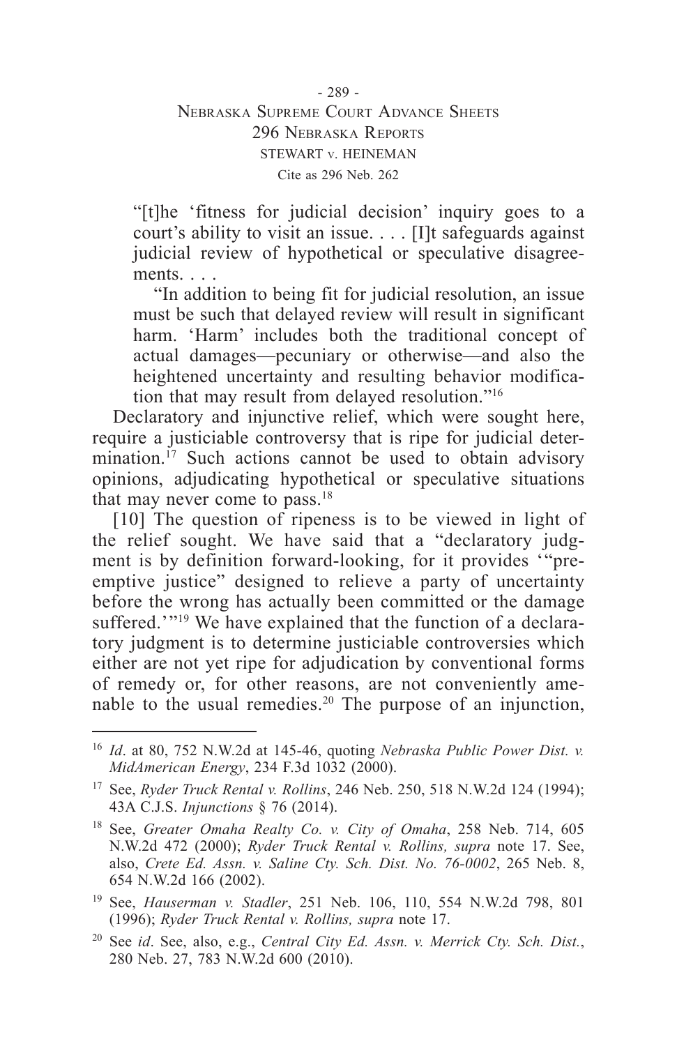"[t]he 'fitness for judicial decision' inquiry goes to a court's ability to visit an issue. . . . [I]t safeguards against judicial review of hypothetical or speculative disagreements. . . .

"In addition to being fit for judicial resolution, an issue must be such that delayed review will result in significant harm. 'Harm' includes both the traditional concept of actual damages—pecuniary or otherwise—and also the heightened uncertainty and resulting behavior modification that may result from delayed resolution."[16]

Declaratory and injunctive relief, which were sought here, require a justiciable controversy that is ripe for judicial determination.[17] Such actions cannot be used to obtain advisory opinions, adjudicating hypothetical or speculative situations that may never come to pass.[18]

[10] The question of ripeness is to be viewed in light of the relief sought. We have said that a "declaratory judgment is by definition forward-looking, for it provides '"preemptive justice" designed to relieve a party of uncertainty before the wrong has actually been committed or the damage suffered.'"[19] We have explained that the function of a declaratory judgment is to determine justiciable controversies which either are not yet ripe for adjudication by conventional forms of remedy or, for other reasons, are not conveniently amenable to the usual remedies.[20] The purpose of an injunction,

---

[16] *Id*. at 80, 752 N.W.2d at 145-46, quoting *Nebraska Public Power Dist. v. MidAmerican Energy*, 234 F.3d 1032 (2000).

[17] See, *Ryder Truck Rental v. Rollins*, 246 Neb. 250, 518 N.W.2d 124 (1994); 43A C.J.S. *Injunctions* § 76 (2014).

[18] See, *Greater Omaha Realty Co. v. City of Omaha*, 258 Neb. 714, 605 N.W.2d 472 (2000); *Ryder Truck Rental v. Rollins, supra* note 17. See, also, *Crete Ed. Assn. v. Saline Cty. Sch. Dist. No. 76-0002*, 265 Neb. 8, 654 N.W.2d 166 (2002).

[19] See, *Hauserman v. Stadler*, 251 Neb. 106, 110, 554 N.W.2d 798, 801 (1996); *Ryder Truck Rental v. Rollins, supra* note 17.

[20] See *id*. See, also, e.g., *Central City Ed. Assn. v. Merrick Cty. Sch. Dist.*, 280 Neb. 27, 783 N.W.2d 600 (2010).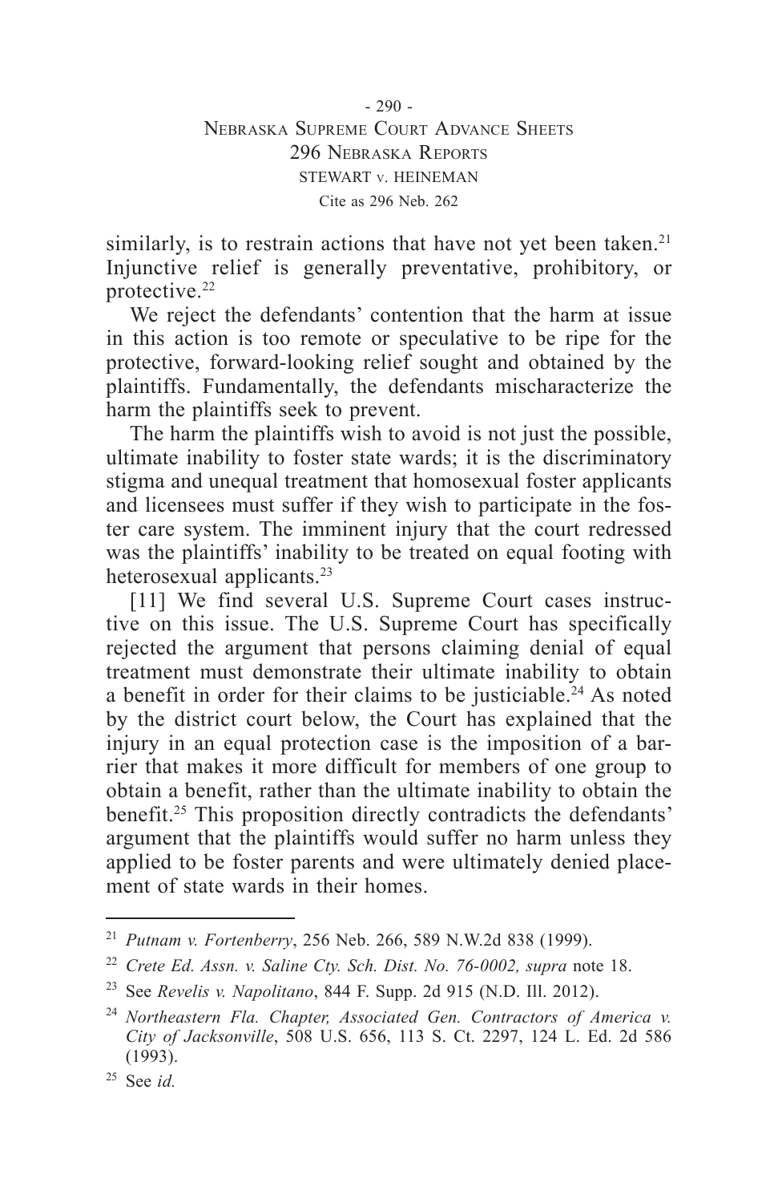similarly, is to restrain actions that have not yet been taken.[21] Injunctive relief is generally preventative, prohibitory, or protective.[22]

We reject the defendants' contention that the harm at issue in this action is too remote or speculative to be ripe for the protective, forward-looking relief sought and obtained by the plaintiffs. Fundamentally, the defendants mischaracterize the harm the plaintiffs seek to prevent.

The harm the plaintiffs wish to avoid is not just the possible, ultimate inability to foster state wards; it is the discriminatory stigma and unequal treatment that homosexual foster applicants and licensees must suffer if they wish to participate in the foster care system. The imminent injury that the court redressed was the plaintiffs' inability to be treated on equal footing with heterosexual applicants.[23]

[11] We find several U.S. Supreme Court cases instructive on this issue. The U.S. Supreme Court has specifically rejected the argument that persons claiming denial of equal treatment must demonstrate their ultimate inability to obtain a benefit in order for their claims to be justiciable.[24] As noted by the district court below, the Court has explained that the injury in an equal protection case is the imposition of a barrier that makes it more difficult for members of one group to obtain a benefit, rather than the ultimate inability to obtain the benefit.[25] This proposition directly contradicts the defendants' argument that the plaintiffs would suffer no harm unless they applied to be foster parents and were ultimately denied placement of state wards in their homes.

---

[21] *Putnam v. Fortenberry*, 256 Neb. 266, 589 N.W.2d 838 (1999).

[22] *Crete Ed. Assn. v. Saline Cty. Sch. Dist. No. 76-0002, supra* note 18.

[23] See *Revelis v. Napolitano*, 844 F. Supp. 2d 915 (N.D. Ill. 2012).

[24] *Northeastern Fla. Chapter, Associated Gen. Contractors of America v. City of Jacksonville*, 508 U.S. 656, 113 S. Ct. 2297, 124 L. Ed. 2d 586 (1993).

[25] See *id.*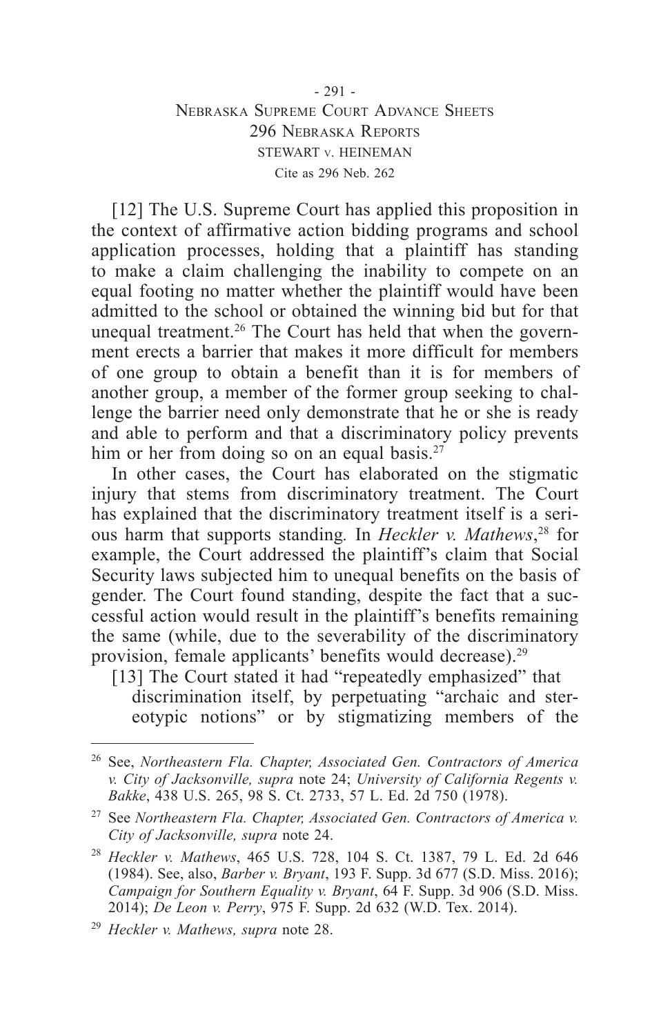[12] The U.S. Supreme Court has applied this proposition in the context of affirmative action bidding programs and school application processes, holding that a plaintiff has standing to make a claim challenging the inability to compete on an equal footing no matter whether the plaintiff would have been admitted to the school or obtained the winning bid but for that unequal treatment.[26] The Court has held that when the government erects a barrier that makes it more difficult for members of one group to obtain a benefit than it is for members of another group, a member of the former group seeking to challenge the barrier need only demonstrate that he or she is ready and able to perform and that a discriminatory policy prevents him or her from doing so on an equal basis.[27]

In other cases, the Court has elaborated on the stigmatic injury that stems from discriminatory treatment. The Court has explained that the discriminatory treatment itself is a serious harm that supports standing. In *Heckler v. Mathews*,[28] for example, the Court addressed the plaintiff's claim that Social Security laws subjected him to unequal benefits on the basis of gender. The Court found standing, despite the fact that a successful action would result in the plaintiff's benefits remaining the same (while, due to the severability of the discriminatory provision, female applicants' benefits would decrease).[29]

> [13] The Court stated it had "repeatedly emphasized" that discrimination itself, by perpetuating "archaic and stereotypic notions" or by stigmatizing members of the

---

[26] See, *Northeastern Fla. Chapter, Associated Gen. Contractors of America v. City of Jacksonville, supra* note 24; *University of California Regents v. Bakke*, 438 U.S. 265, 98 S. Ct. 2733, 57 L. Ed. 2d 750 (1978).

[27] See *Northeastern Fla. Chapter, Associated Gen. Contractors of America v. City of Jacksonville, supra* note 24.

[28] *Heckler v. Mathews*, 465 U.S. 728, 104 S. Ct. 1387, 79 L. Ed. 2d 646 (1984). See, also, *Barber v. Bryant*, 193 F. Supp. 3d 677 (S.D. Miss. 2016); *Campaign for Southern Equality v. Bryant*, 64 F. Supp. 3d 906 (S.D. Miss. 2014); *De Leon v. Perry*, 975 F. Supp. 2d 632 (W.D. Tex. 2014).

[29] *Heckler v. Mathews, supra* note 28.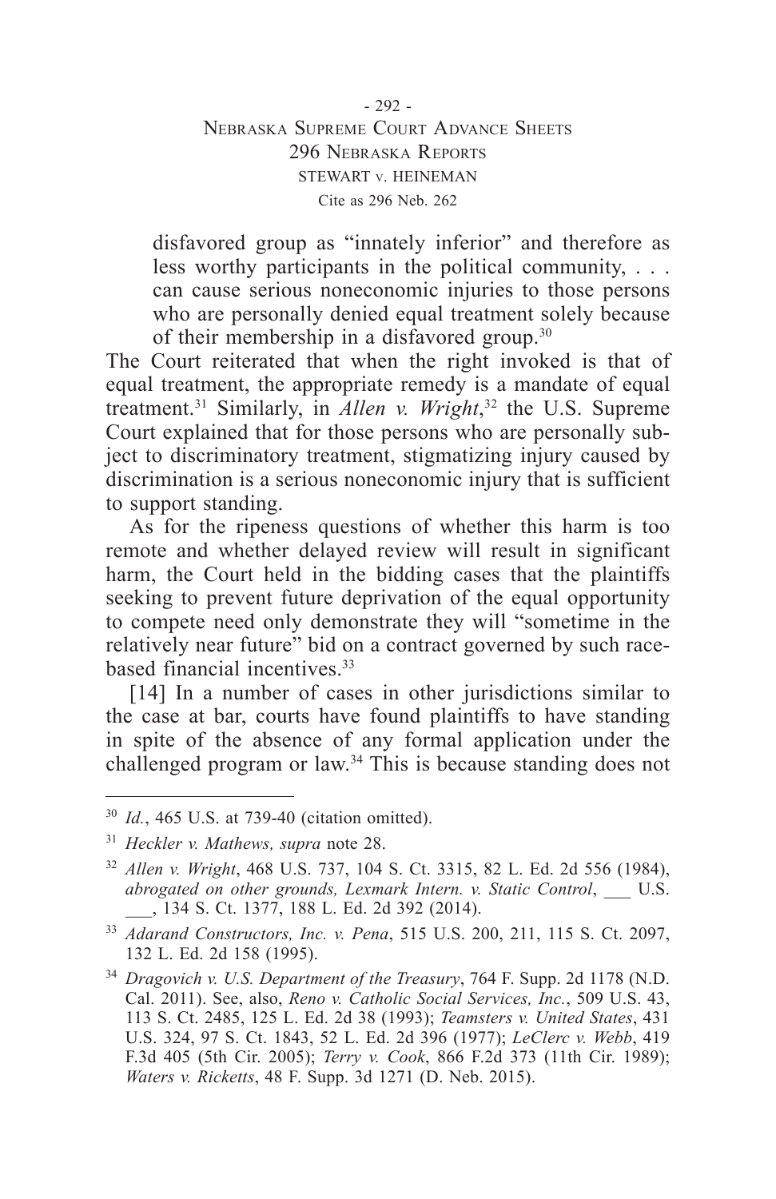disfavored group as "innately inferior" and therefore as less worthy participants in the political community, . . . can cause serious noneconomic injuries to those persons who are personally denied equal treatment solely because of their membership in a disfavored group.[30]

The Court reiterated that when the right invoked is that of equal treatment, the appropriate remedy is a mandate of equal treatment.[31] Similarly, in *Allen v. Wright*,[32] the U.S. Supreme Court explained that for those persons who are personally subject to discriminatory treatment, stigmatizing injury caused by discrimination is a serious noneconomic injury that is sufficient to support standing.

As for the ripeness questions of whether this harm is too remote and whether delayed review will result in significant harm, the Court held in the bidding cases that the plaintiffs seeking to prevent future deprivation of the equal opportunity to compete need only demonstrate they will "sometime in the relatively near future" bid on a contract governed by such race-based financial incentives.[33]

[14] In a number of cases in other jurisdictions similar to the case at bar, courts have found plaintiffs to have standing in spite of the absence of any formal application under the challenged program or law.[34] This is because standing does not

---

[30] *Id.*, 465 U.S. at 739-40 (citation omitted).

[31] *Heckler v. Mathews, supra* note 28.

[32] *Allen v. Wright*, 468 U.S. 737, 104 S. Ct. 3315, 82 L. Ed. 2d 556 (1984), *abrogated on other grounds, Lexmark Intern. v. Static Control*, ___ U.S. ___, 134 S. Ct. 1377, 188 L. Ed. 2d 392 (2014).

[33] *Adarand Constructors, Inc. v. Pena*, 515 U.S. 200, 211, 115 S. Ct. 2097, 132 L. Ed. 2d 158 (1995).

[34] *Dragovich v. U.S. Department of the Treasury*, 764 F. Supp. 2d 1178 (N.D. Cal. 2011). See, also, *Reno v. Catholic Social Services, Inc.*, 509 U.S. 43, 113 S. Ct. 2485, 125 L. Ed. 2d 38 (1993); *Teamsters v. United States*, 431 U.S. 324, 97 S. Ct. 1843, 52 L. Ed. 2d 396 (1977); *LeClerc v. Webb*, 419 F.3d 405 (5th Cir. 2005); *Terry v. Cook*, 866 F.2d 373 (11th Cir. 1989); *Waters v. Ricketts*, 48 F. Supp. 3d 1271 (D. Neb. 2015).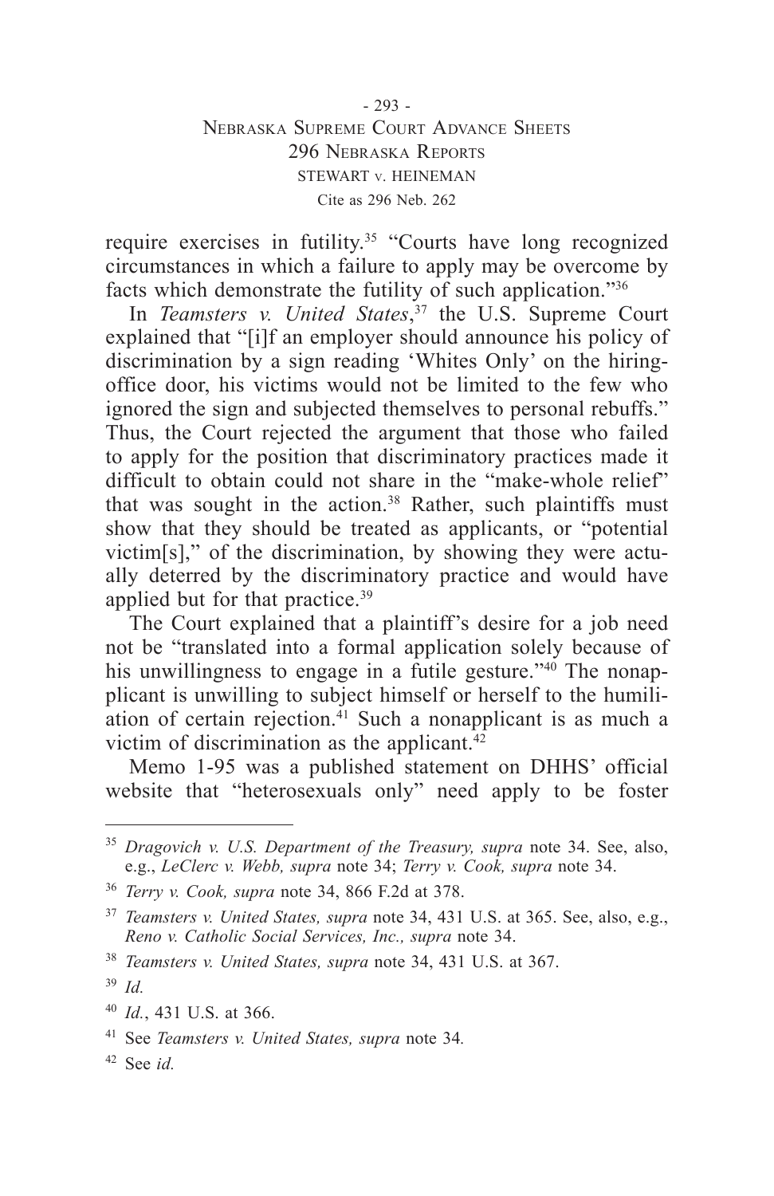require exercises in futility.[35] "Courts have long recognized circumstances in which a failure to apply may be overcome by facts which demonstrate the futility of such application."[36]

In *Teamsters v. United States*,[37] the U.S. Supreme Court explained that "[i]f an employer should announce his policy of discrimination by a sign reading 'Whites Only' on the hiring-office door, his victims would not be limited to the few who ignored the sign and subjected themselves to personal rebuffs." Thus, the Court rejected the argument that those who failed to apply for the position that discriminatory practices made it difficult to obtain could not share in the "make-whole relief" that was sought in the action.[38] Rather, such plaintiffs must show that they should be treated as applicants, or "potential victim[s]," of the discrimination, by showing they were actually deterred by the discriminatory practice and would have applied but for that practice.[39]

The Court explained that a plaintiff's desire for a job need not be "translated into a formal application solely because of his unwillingness to engage in a futile gesture."[40] The nonapplicant is unwilling to subject himself or herself to the humiliation of certain rejection.[41] Such a nonapplicant is as much a victim of discrimination as the applicant.[42]

Memo 1-95 was a published statement on DHHS' official website that "heterosexuals only" need apply to be foster

---

[35] *Dragovich v. U.S. Department of the Treasury, supra* note 34. See, also, e.g., *LeClerc v. Webb, supra* note 34; *Terry v. Cook, supra* note 34.

[36] *Terry v. Cook, supra* note 34, 866 F.2d at 378.

[37] *Teamsters v. United States, supra* note 34, 431 U.S. at 365. See, also, e.g., *Reno v. Catholic Social Services, Inc., supra* note 34.

[38] *Teamsters v. United States, supra* note 34, 431 U.S. at 367.

[39] *Id.*

[40] *Id.*, 431 U.S. at 366.

[41] See *Teamsters v. United States, supra* note 34.

[42] See *id.*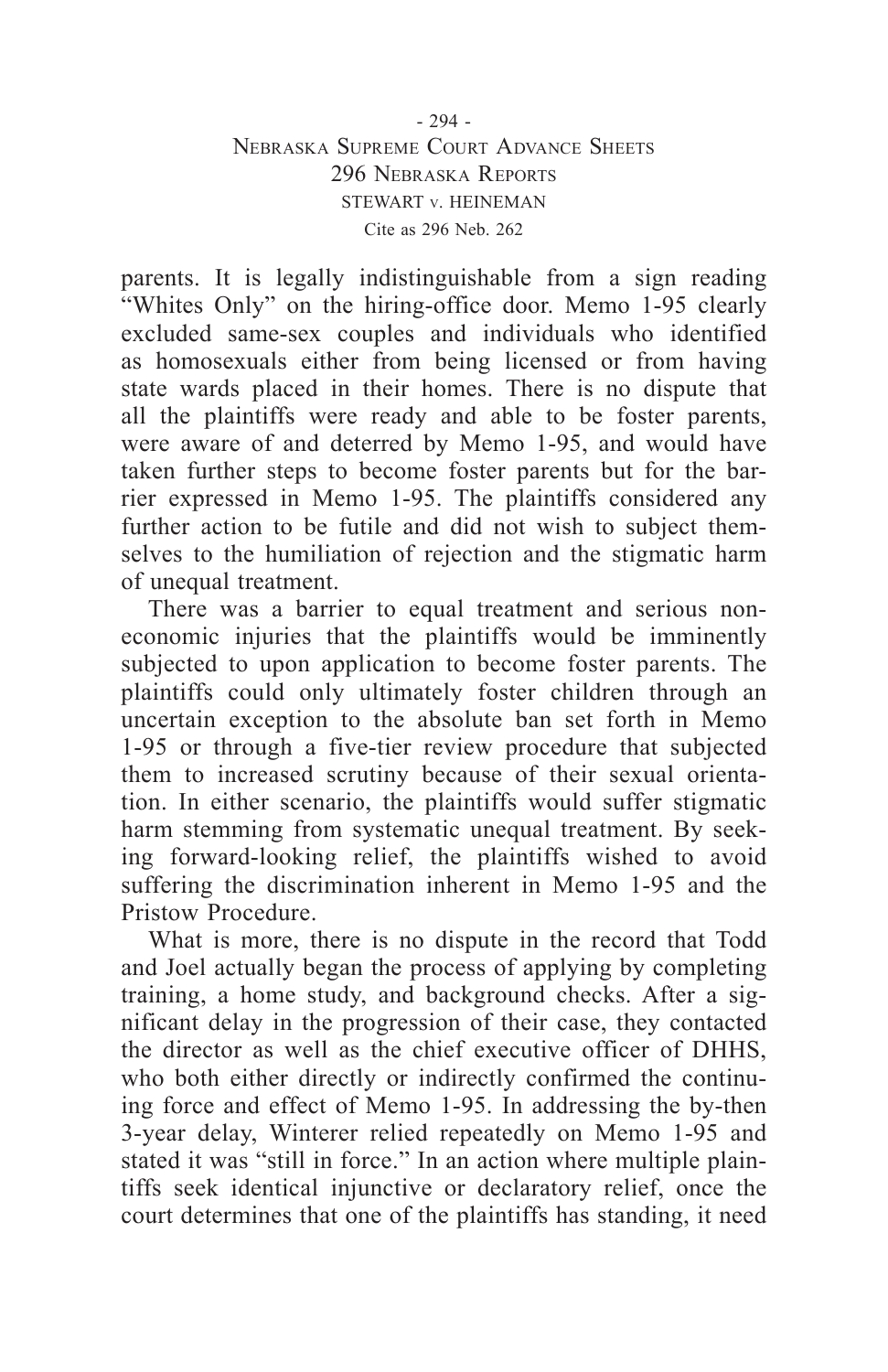parents. It is legally indistinguishable from a sign reading "Whites Only" on the hiring-office door. Memo 1-95 clearly excluded same-sex couples and individuals who identified as homosexuals either from being licensed or from having state wards placed in their homes. There is no dispute that all the plaintiffs were ready and able to be foster parents, were aware of and deterred by Memo 1-95, and would have taken further steps to become foster parents but for the barrier expressed in Memo 1-95. The plaintiffs considered any further action to be futile and did not wish to subject themselves to the humiliation of rejection and the stigmatic harm of unequal treatment.

There was a barrier to equal treatment and serious noneconomic injuries that the plaintiffs would be imminently subjected to upon application to become foster parents. The plaintiffs could only ultimately foster children through an uncertain exception to the absolute ban set forth in Memo 1-95 or through a five-tier review procedure that subjected them to increased scrutiny because of their sexual orientation. In either scenario, the plaintiffs would suffer stigmatic harm stemming from systematic unequal treatment. By seeking forward-looking relief, the plaintiffs wished to avoid suffering the discrimination inherent in Memo 1-95 and the Pristow Procedure.

What is more, there is no dispute in the record that Todd and Joel actually began the process of applying by completing training, a home study, and background checks. After a significant delay in the progression of their case, they contacted the director as well as the chief executive officer of DHHS, who both either directly or indirectly confirmed the continuing force and effect of Memo 1-95. In addressing the by-then 3-year delay, Winterer relied repeatedly on Memo 1-95 and stated it was "still in force." In an action where multiple plaintiffs seek identical injunctive or declaratory relief, once the court determines that one of the plaintiffs has standing, it need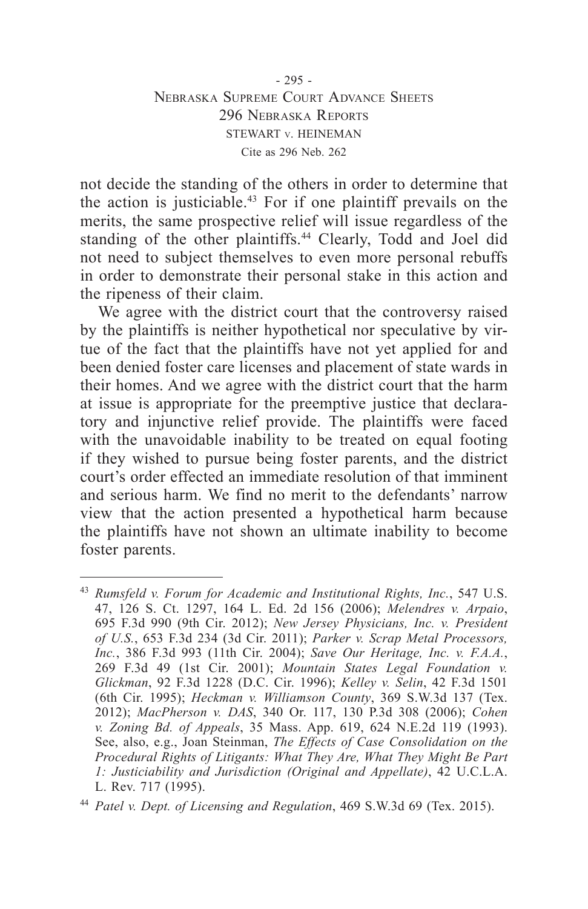not decide the standing of the others in order to determine that the action is justiciable.[43] For if one plaintiff prevails on the merits, the same prospective relief will issue regardless of the standing of the other plaintiffs.[44] Clearly, Todd and Joel did not need to subject themselves to even more personal rebuffs in order to demonstrate their personal stake in this action and the ripeness of their claim.

We agree with the district court that the controversy raised by the plaintiffs is neither hypothetical nor speculative by virtue of the fact that the plaintiffs have not yet applied for and been denied foster care licenses and placement of state wards in their homes. And we agree with the district court that the harm at issue is appropriate for the preemptive justice that declaratory and injunctive relief provide. The plaintiffs were faced with the unavoidable inability to be treated on equal footing if they wished to pursue being foster parents, and the district court's order effected an immediate resolution of that imminent and serious harm. We find no merit to the defendants' narrow view that the action presented a hypothetical harm because the plaintiffs have not shown an ultimate inability to become foster parents.

---

[43] *Rumsfeld v. Forum for Academic and Institutional Rights, Inc.*, 547 U.S. 47, 126 S. Ct. 1297, 164 L. Ed. 2d 156 (2006); *Melendres v. Arpaio*, 695 F.3d 990 (9th Cir. 2012); *New Jersey Physicians, Inc. v. President of U.S.*, 653 F.3d 234 (3d Cir. 2011); *Parker v. Scrap Metal Processors, Inc.*, 386 F.3d 993 (11th Cir. 2004); *Save Our Heritage, Inc. v. F.A.A.*, 269 F.3d 49 (1st Cir. 2001); *Mountain States Legal Foundation v. Glickman*, 92 F.3d 1228 (D.C. Cir. 1996); *Kelley v. Selin*, 42 F.3d 1501 (6th Cir. 1995); *Heckman v. Williamson County*, 369 S.W.3d 137 (Tex. 2012); *MacPherson v. DAS*, 340 Or. 117, 130 P.3d 308 (2006); *Cohen v. Zoning Bd. of Appeals*, 35 Mass. App. 619, 624 N.E.2d 119 (1993). See, also, e.g., Joan Steinman, *The Effects of Case Consolidation on the Procedural Rights of Litigants: What They Are, What They Might Be Part 1: Justiciability and Jurisdiction (Original and Appellate)*, 42 U.C.L.A. L. Rev. 717 (1995).

[44] *Patel v. Dept. of Licensing and Regulation*, 469 S.W.3d 69 (Tex. 2015).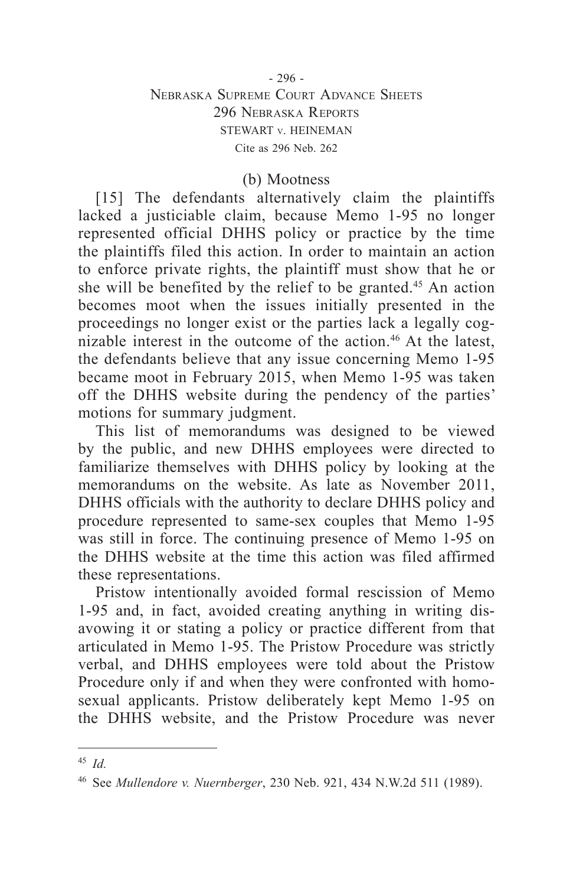### (b) Mootness

[15] The defendants alternatively claim the plaintiffs lacked a justiciable claim, because Memo 1-95 no longer represented official DHHS policy or practice by the time the plaintiffs filed this action. In order to maintain an action to enforce private rights, the plaintiff must show that he or she will be benefited by the relief to be granted.[45] An action becomes moot when the issues initially presented in the proceedings no longer exist or the parties lack a legally cognizable interest in the outcome of the action.[46] At the latest, the defendants believe that any issue concerning Memo 1-95 became moot in February 2015, when Memo 1-95 was taken off the DHHS website during the pendency of the parties' motions for summary judgment.

This list of memorandums was designed to be viewed by the public, and new DHHS employees were directed to familiarize themselves with DHHS policy by looking at the memorandums on the website. As late as November 2011, DHHS officials with the authority to declare DHHS policy and procedure represented to same-sex couples that Memo 1-95 was still in force. The continuing presence of Memo 1-95 on the DHHS website at the time this action was filed affirmed these representations.

Pristow intentionally avoided formal rescission of Memo 1-95 and, in fact, avoided creating anything in writing disavowing it or stating a policy or practice different from that articulated in Memo 1-95. The Pristow Procedure was strictly verbal, and DHHS employees were told about the Pristow Procedure only if and when they were confronted with homosexual applicants. Pristow deliberately kept Memo 1-95 on the DHHS website, and the Pristow Procedure was never

---

[45] *Id.*

[46] See *Mullendore v. Nuernberger*, 230 Neb. 921, 434 N.W.2d 511 (1989).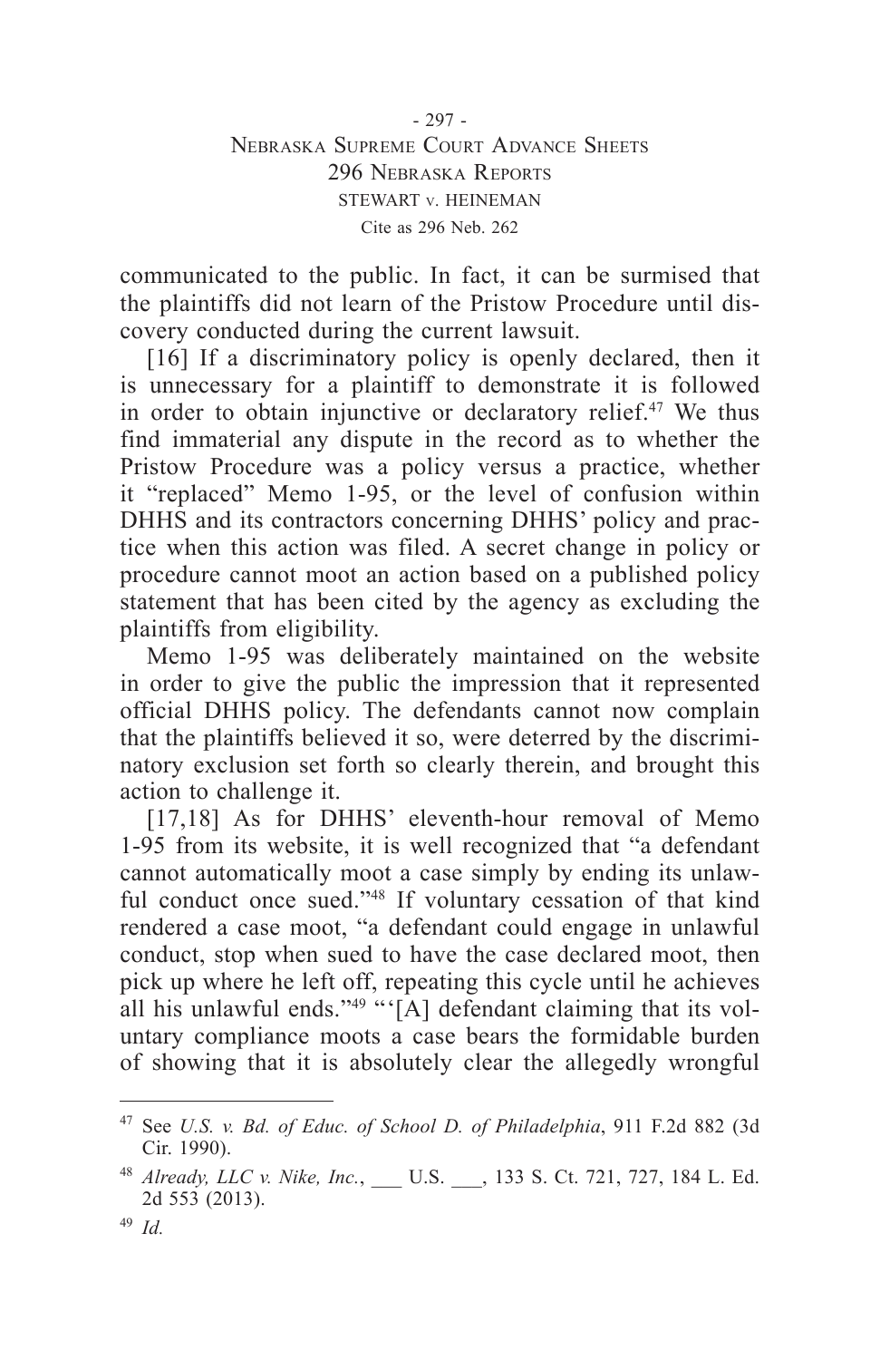communicated to the public. In fact, it can be surmised that the plaintiffs did not learn of the Pristow Procedure until discovery conducted during the current lawsuit.

[16] If a discriminatory policy is openly declared, then it is unnecessary for a plaintiff to demonstrate it is followed in order to obtain injunctive or declaratory relief.[47] We thus find immaterial any dispute in the record as to whether the Pristow Procedure was a policy versus a practice, whether it "replaced" Memo 1-95, or the level of confusion within DHHS and its contractors concerning DHHS' policy and practice when this action was filed. A secret change in policy or procedure cannot moot an action based on a published policy statement that has been cited by the agency as excluding the plaintiffs from eligibility.

Memo 1-95 was deliberately maintained on the website in order to give the public the impression that it represented official DHHS policy. The defendants cannot now complain that the plaintiffs believed it so, were deterred by the discriminatory exclusion set forth so clearly therein, and brought this action to challenge it.

[17,18] As for DHHS' eleventh-hour removal of Memo 1-95 from its website, it is well recognized that "a defendant cannot automatically moot a case simply by ending its unlawful conduct once sued."[48] If voluntary cessation of that kind rendered a case moot, "a defendant could engage in unlawful conduct, stop when sued to have the case declared moot, then pick up where he left off, repeating this cycle until he achieves all his unlawful ends."[49] "'[A] defendant claiming that its voluntary compliance moots a case bears the formidable burden of showing that it is absolutely clear the allegedly wrongful

---

[47] See *U.S. v. Bd. of Educ. of School D. of Philadelphia*, 911 F.2d 882 (3d Cir. 1990).

[48] *Already, LLC v. Nike, Inc.*, ___ U.S. ___, 133 S. Ct. 721, 727, 184 L. Ed. 2d 553 (2013).

[49] *Id.*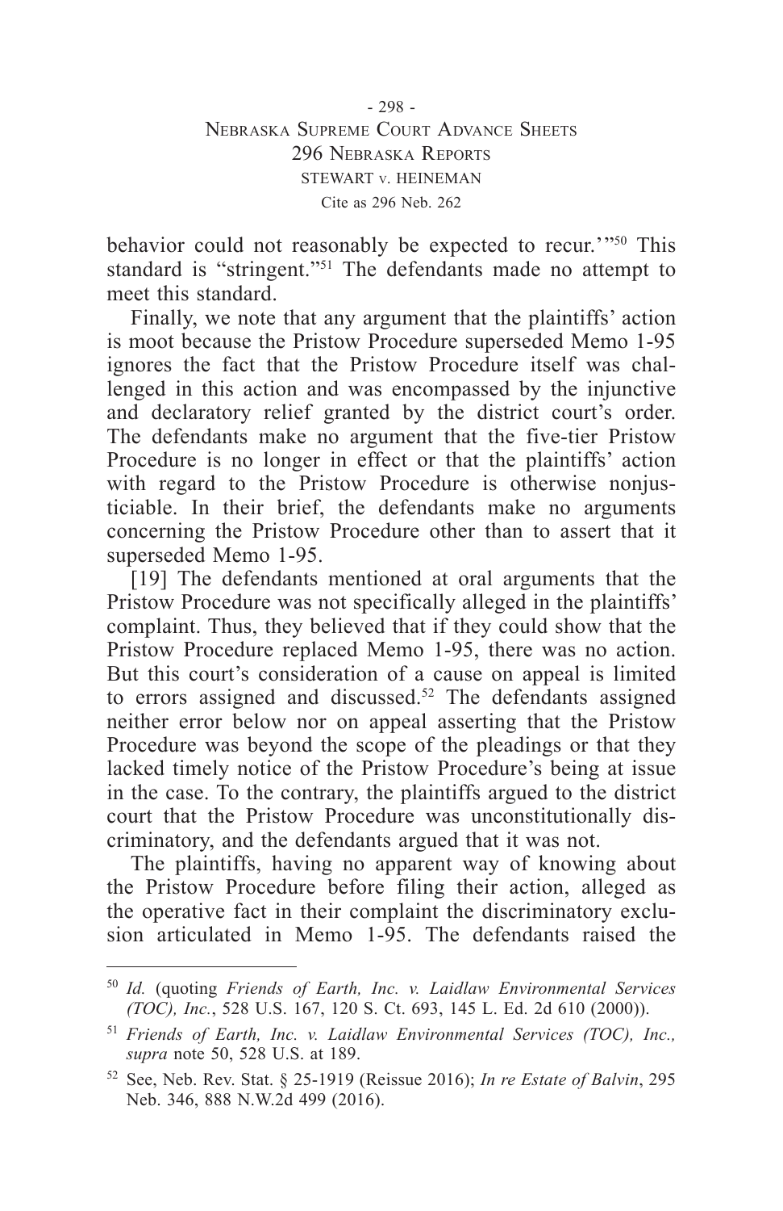behavior could not reasonably be expected to recur.'"[50] This standard is "stringent."[51] The defendants made no attempt to meet this standard.

Finally, we note that any argument that the plaintiffs' action is moot because the Pristow Procedure superseded Memo 1-95 ignores the fact that the Pristow Procedure itself was challenged in this action and was encompassed by the injunctive and declaratory relief granted by the district court's order. The defendants make no argument that the five-tier Pristow Procedure is no longer in effect or that the plaintiffs' action with regard to the Pristow Procedure is otherwise nonjusticiable. In their brief, the defendants make no arguments concerning the Pristow Procedure other than to assert that it superseded Memo 1-95.

[19] The defendants mentioned at oral arguments that the Pristow Procedure was not specifically alleged in the plaintiffs' complaint. Thus, they believed that if they could show that the Pristow Procedure replaced Memo 1-95, there was no action. But this court's consideration of a cause on appeal is limited to errors assigned and discussed.[52] The defendants assigned neither error below nor on appeal asserting that the Pristow Procedure was beyond the scope of the pleadings or that they lacked timely notice of the Pristow Procedure's being at issue in the case. To the contrary, the plaintiffs argued to the district court that the Pristow Procedure was unconstitutionally discriminatory, and the defendants argued that it was not.

The plaintiffs, having no apparent way of knowing about the Pristow Procedure before filing their action, alleged as the operative fact in their complaint the discriminatory exclusion articulated in Memo 1-95. The defendants raised the

---

[50] *Id.* (quoting *Friends of Earth, Inc. v. Laidlaw Environmental Services (TOC), Inc.*, 528 U.S. 167, 120 S. Ct. 693, 145 L. Ed. 2d 610 (2000)).

[51] *Friends of Earth, Inc. v. Laidlaw Environmental Services (TOC), Inc., supra* note 50, 528 U.S. at 189.

[52] See, Neb. Rev. Stat. § 25-1919 (Reissue 2016); *In re Estate of Balvin*, 295 Neb. 346, 888 N.W.2d 499 (2016).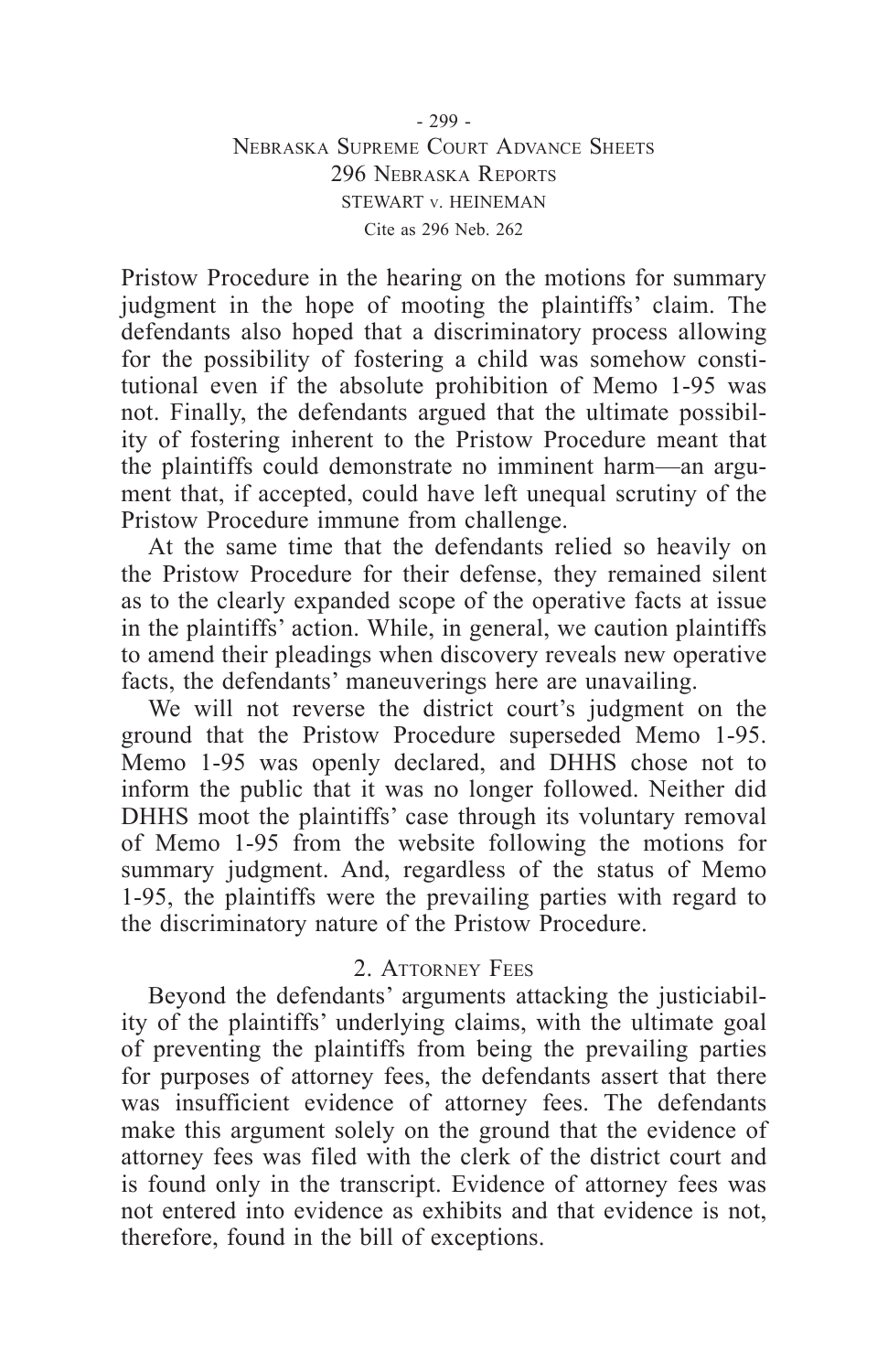Pristow Procedure in the hearing on the motions for summary judgment in the hope of mooting the plaintiffs' claim. The defendants also hoped that a discriminatory process allowing for the possibility of fostering a child was somehow constitutional even if the absolute prohibition of Memo 1-95 was not. Finally, the defendants argued that the ultimate possibility of fostering inherent to the Pristow Procedure meant that the plaintiffs could demonstrate no imminent harm—an argument that, if accepted, could have left unequal scrutiny of the Pristow Procedure immune from challenge.

At the same time that the defendants relied so heavily on the Pristow Procedure for their defense, they remained silent as to the clearly expanded scope of the operative facts at issue in the plaintiffs' action. While, in general, we caution plaintiffs to amend their pleadings when discovery reveals new operative facts, the defendants' maneuverings here are unavailing.

We will not reverse the district court's judgment on the ground that the Pristow Procedure superseded Memo 1-95. Memo 1-95 was openly declared, and DHHS chose not to inform the public that it was no longer followed. Neither did DHHS moot the plaintiffs' case through its voluntary removal of Memo 1-95 from the website following the motions for summary judgment. And, regardless of the status of Memo 1-95, the plaintiffs were the prevailing parties with regard to the discriminatory nature of the Pristow Procedure.

### 2. Attorney Fees

Beyond the defendants' arguments attacking the justiciability of the plaintiffs' underlying claims, with the ultimate goal of preventing the plaintiffs from being the prevailing parties for purposes of attorney fees, the defendants assert that there was insufficient evidence of attorney fees. The defendants make this argument solely on the ground that the evidence of attorney fees was filed with the clerk of the district court and is found only in the transcript. Evidence of attorney fees was not entered into evidence as exhibits and that evidence is not, therefore, found in the bill of exceptions.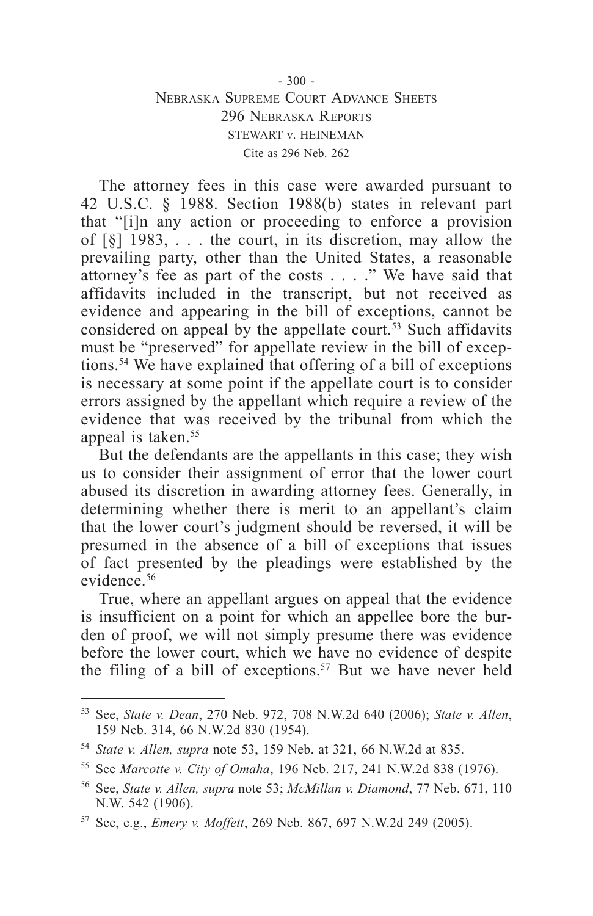The attorney fees in this case were awarded pursuant to 42 U.S.C. § 1988. Section 1988(b) states in relevant part that "[i]n any action or proceeding to enforce a provision of [§] 1983, . . . the court, in its discretion, may allow the prevailing party, other than the United States, a reasonable attorney's fee as part of the costs . . . ." We have said that affidavits included in the transcript, but not received as evidence and appearing in the bill of exceptions, cannot be considered on appeal by the appellate court.[53] Such affidavits must be "preserved" for appellate review in the bill of exceptions.[54] We have explained that offering of a bill of exceptions is necessary at some point if the appellate court is to consider errors assigned by the appellant which require a review of the evidence that was received by the tribunal from which the appeal is taken.[55]

But the defendants are the appellants in this case; they wish us to consider their assignment of error that the lower court abused its discretion in awarding attorney fees. Generally, in determining whether there is merit to an appellant's claim that the lower court's judgment should be reversed, it will be presumed in the absence of a bill of exceptions that issues of fact presented by the pleadings were established by the evidence.[56]

True, where an appellant argues on appeal that the evidence is insufficient on a point for which an appellee bore the burden of proof, we will not simply presume there was evidence before the lower court, which we have no evidence of despite the filing of a bill of exceptions.[57] But we have never held

---

[53] See, *State v. Dean*, 270 Neb. 972, 708 N.W.2d 640 (2006); *State v. Allen*, 159 Neb. 314, 66 N.W.2d 830 (1954).

[54] *State v. Allen, supra* note 53, 159 Neb. at 321, 66 N.W.2d at 835.

[55] See *Marcotte v. City of Omaha*, 196 Neb. 217, 241 N.W.2d 838 (1976).

[56] See, *State v. Allen, supra* note 53; *McMillan v. Diamond*, 77 Neb. 671, 110 N.W. 542 (1906).

[57] See, e.g., *Emery v. Moffett*, 269 Neb. 867, 697 N.W.2d 249 (2005).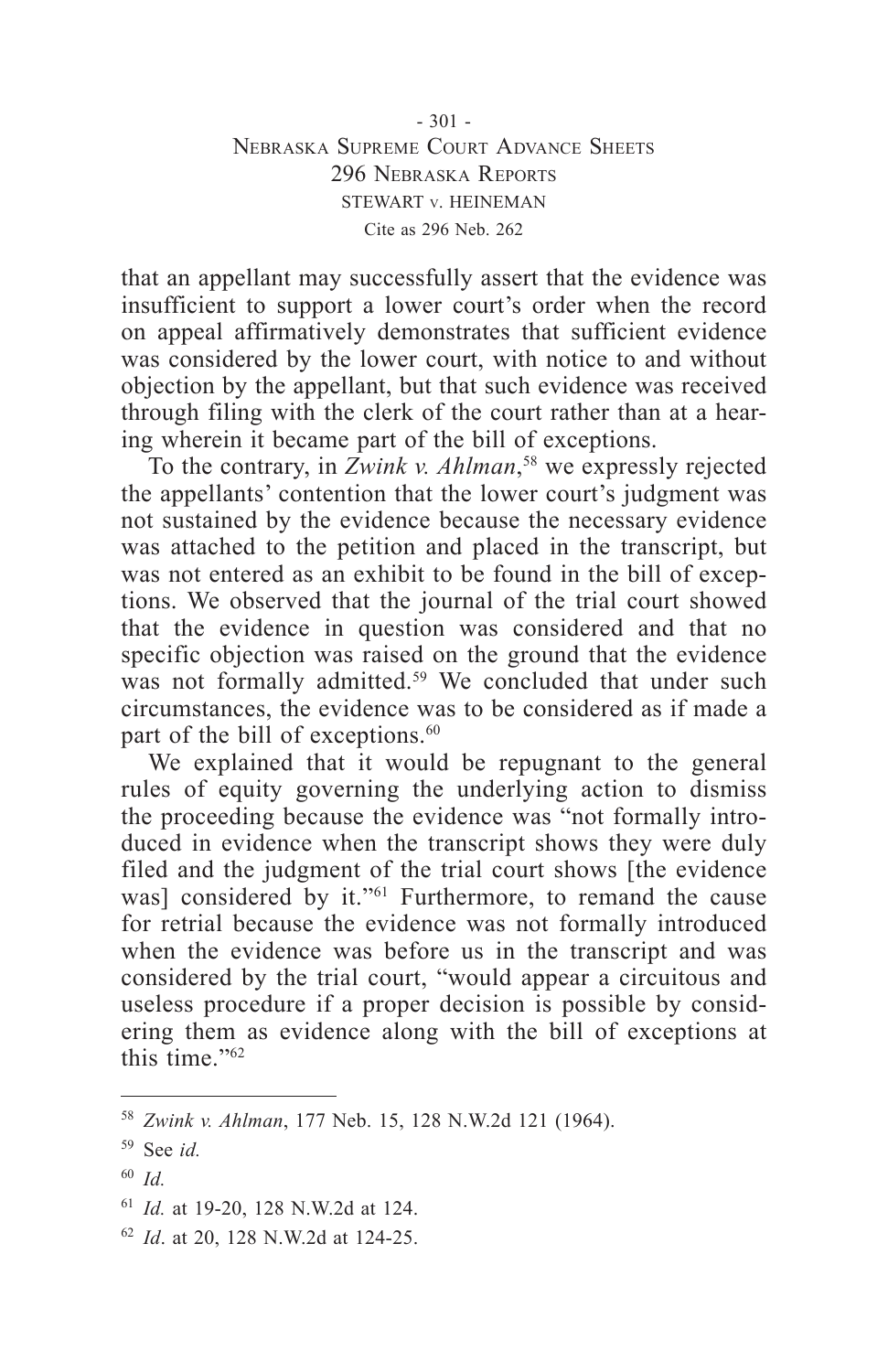that an appellant may successfully assert that the evidence was insufficient to support a lower court's order when the record on appeal affirmatively demonstrates that sufficient evidence was considered by the lower court, with notice to and without objection by the appellant, but that such evidence was received through filing with the clerk of the court rather than at a hearing wherein it became part of the bill of exceptions.

To the contrary, in *Zwink v. Ahlman*,[58] we expressly rejected the appellants' contention that the lower court's judgment was not sustained by the evidence because the necessary evidence was attached to the petition and placed in the transcript, but was not entered as an exhibit to be found in the bill of exceptions. We observed that the journal of the trial court showed that the evidence in question was considered and that no specific objection was raised on the ground that the evidence was not formally admitted.[59] We concluded that under such circumstances, the evidence was to be considered as if made a part of the bill of exceptions.[60]

We explained that it would be repugnant to the general rules of equity governing the underlying action to dismiss the proceeding because the evidence was "not formally introduced in evidence when the transcript shows they were duly filed and the judgment of the trial court shows [the evidence was] considered by it."[61] Furthermore, to remand the cause for retrial because the evidence was not formally introduced when the evidence was before us in the transcript and was considered by the trial court, "would appear a circuitous and useless procedure if a proper decision is possible by considering them as evidence along with the bill of exceptions at this time."[62]

---

[58] *Zwink v. Ahlman*, 177 Neb. 15, 128 N.W.2d 121 (1964).

[59] See *id.*

[60] *Id.*

[61] *Id.* at 19-20, 128 N.W.2d at 124.

[62] *Id*. at 20, 128 N.W.2d at 124-25.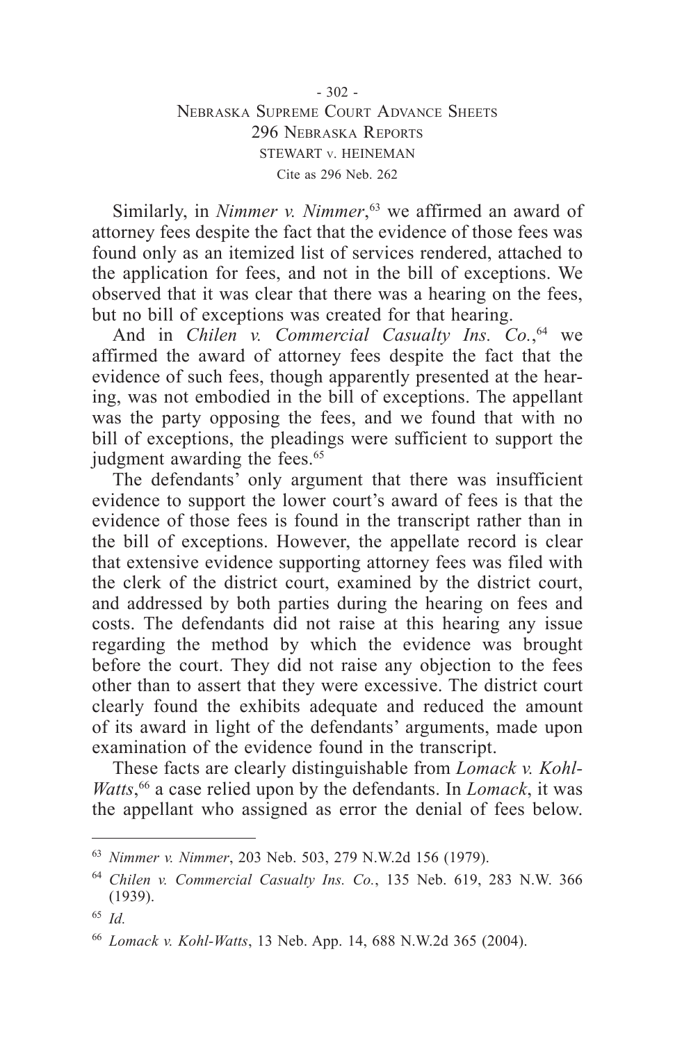Similarly, in *Nimmer v. Nimmer*,[63] we affirmed an award of attorney fees despite the fact that the evidence of those fees was found only as an itemized list of services rendered, attached to the application for fees, and not in the bill of exceptions. We observed that it was clear that there was a hearing on the fees, but no bill of exceptions was created for that hearing.

And in *Chilen v. Commercial Casualty Ins. Co.*,[64] we affirmed the award of attorney fees despite the fact that the evidence of such fees, though apparently presented at the hearing, was not embodied in the bill of exceptions. The appellant was the party opposing the fees, and we found that with no bill of exceptions, the pleadings were sufficient to support the judgment awarding the fees.[65]

The defendants' only argument that there was insufficient evidence to support the lower court's award of fees is that the evidence of those fees is found in the transcript rather than in the bill of exceptions. However, the appellate record is clear that extensive evidence supporting attorney fees was filed with the clerk of the district court, examined by the district court, and addressed by both parties during the hearing on fees and costs. The defendants did not raise at this hearing any issue regarding the method by which the evidence was brought before the court. They did not raise any objection to the fees other than to assert that they were excessive. The district court clearly found the exhibits adequate and reduced the amount of its award in light of the defendants' arguments, made upon examination of the evidence found in the transcript.

These facts are clearly distinguishable from *Lomack v. Kohl-Watts*,[66] a case relied upon by the defendants. In *Lomack*, it was the appellant who assigned as error the denial of fees below.

---

[63] *Nimmer v. Nimmer*, 203 Neb. 503, 279 N.W.2d 156 (1979).

[64] *Chilen v. Commercial Casualty Ins. Co.*, 135 Neb. 619, 283 N.W. 366 (1939).

[65] *Id.*

[66] *Lomack v. Kohl-Watts*, 13 Neb. App. 14, 688 N.W.2d 365 (2004).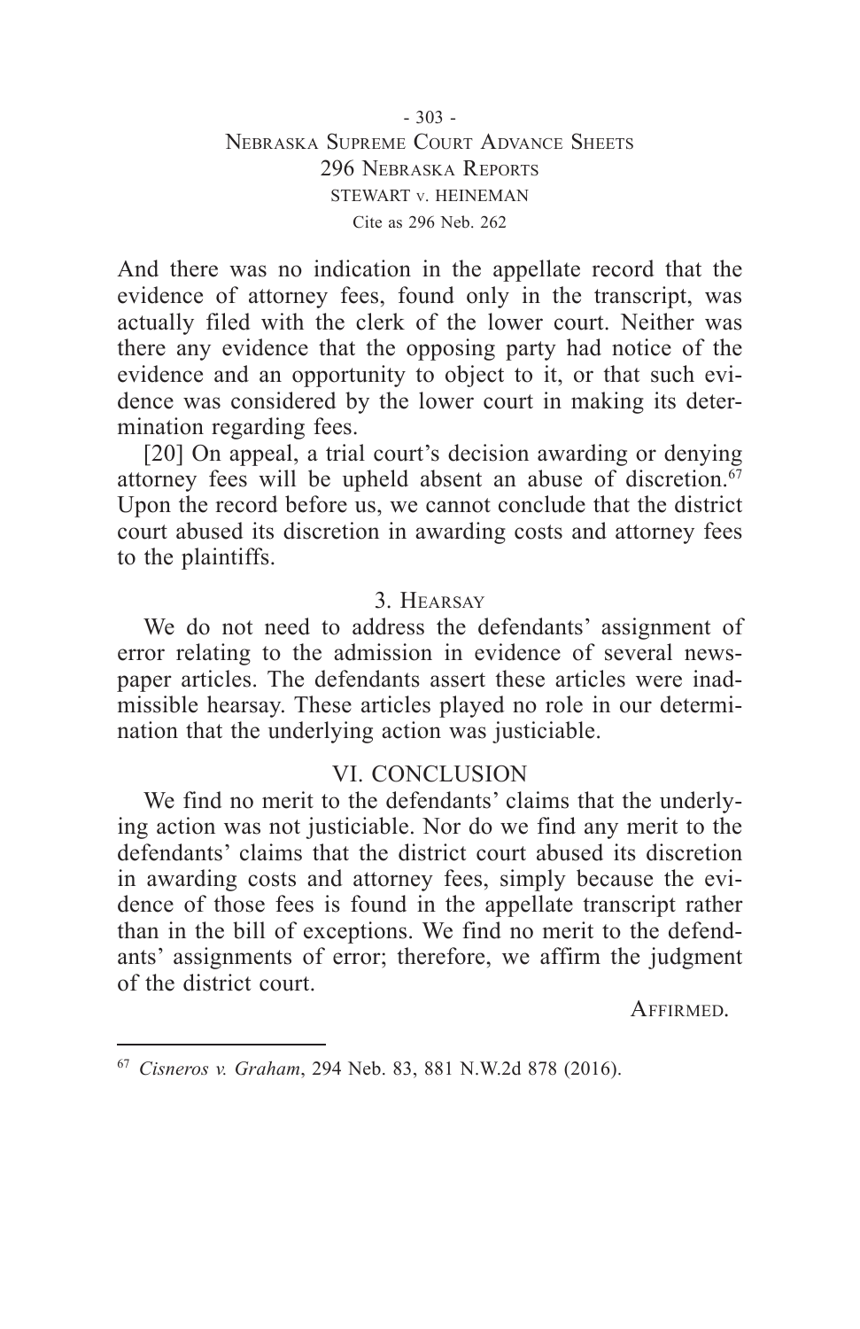And there was no indication in the appellate record that the evidence of attorney fees, found only in the transcript, was actually filed with the clerk of the lower court. Neither was there any evidence that the opposing party had notice of the evidence and an opportunity to object to it, or that such evidence was considered by the lower court in making its determination regarding fees.

[20] On appeal, a trial court's decision awarding or denying attorney fees will be upheld absent an abuse of discretion.[67] Upon the record before us, we cannot conclude that the district court abused its discretion in awarding costs and attorney fees to the plaintiffs.

### 3. Hearsay

We do not need to address the defendants' assignment of error relating to the admission in evidence of several newspaper articles. The defendants assert these articles were inadmissible hearsay. These articles played no role in our determination that the underlying action was justiciable.

## VI. CONCLUSION

We find no merit to the defendants' claims that the underlying action was not justiciable. Nor do we find any merit to the defendants' claims that the district court abused its discretion in awarding costs and attorney fees, simply because the evidence of those fees is found in the appellate transcript rather than in the bill of exceptions. We find no merit to the defendants' assignments of error; therefore, we affirm the judgment of the district court.

Affirmed.

---

[67] *Cisneros v. Graham*, 294 Neb. 83, 881 N.W.2d 878 (2016).